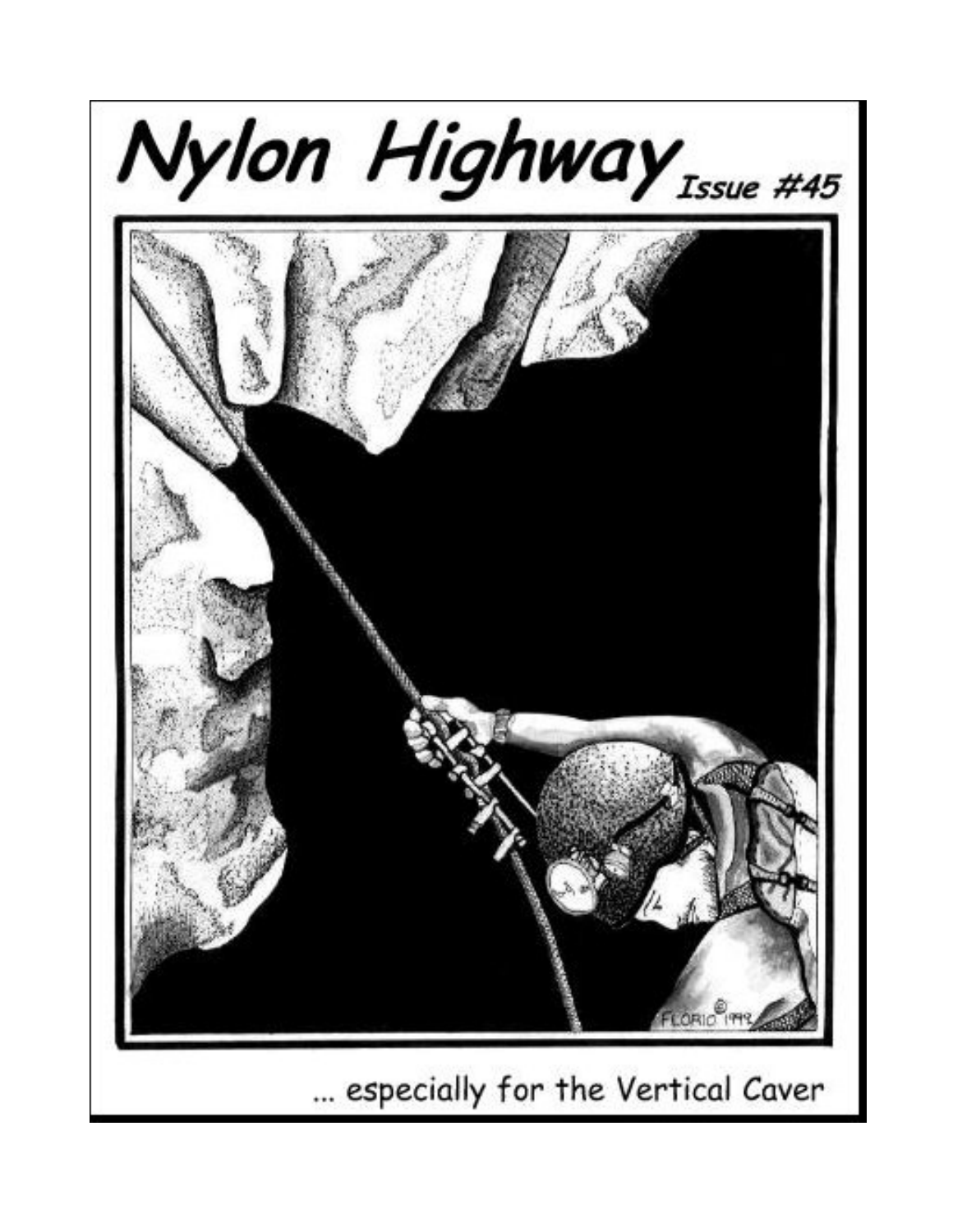# Nylon Highway Issue #45

... especially for the Vertical Caver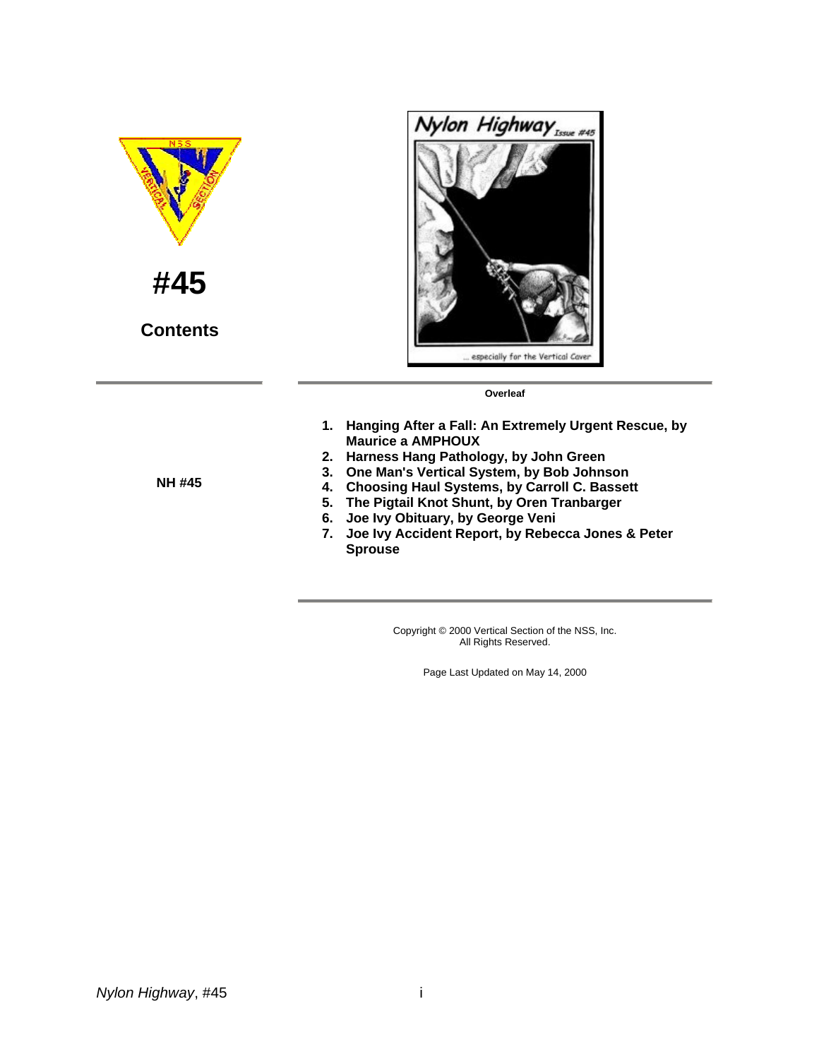# #45

## Contents

**Overleaf**

**NH #45**

1. **Hanging After a Fall: An Extremely Urgent Rescue, by Maurice a AMPHOUX**
2. **Harness Hang Pathology, by John Green**
3. **One Man's Vertical System, by Bob Johnson**
4. **Choosing Haul Systems, by Carroll C. Bassett**
5. **The Pigtail Knot Shunt, by Oren Tranbarger**
6. **Joe Ivy Obituary, by George Veni**
7. **Joe Ivy Accident Report, by Rebecca Jones & Peter Sprouse**

Copyright © 2000 Vertical Section of the NSS, Inc.
All Rights Reserved.

Page Last Updated on May 14, 2000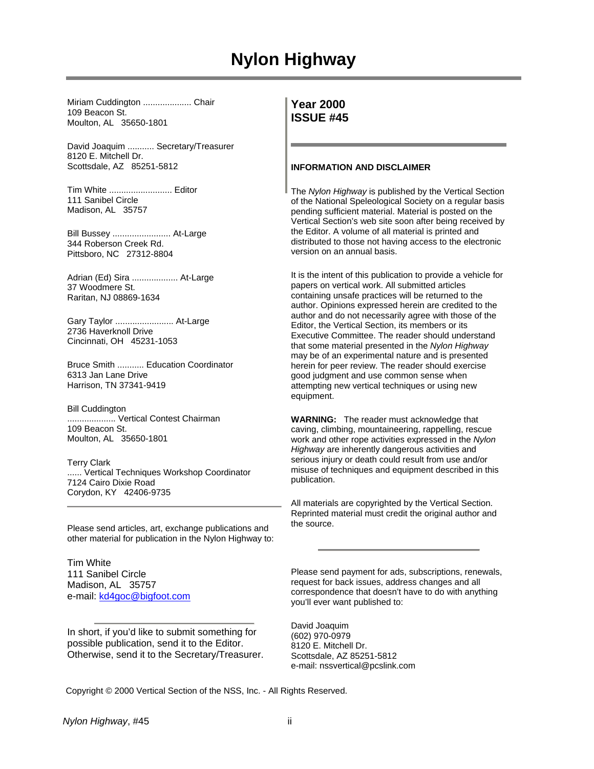# Nylon Highway

Miriam Cuddington .................... Chair
109 Beacon St.
Moulton, AL 35650-1801

David Joaquim ........... Secretary/Treasurer
8120 E. Mitchell Dr.
Scottsdale, AZ 85251-5812

Tim White .......................... Editor
111 Sanibel Circle
Madison, AL 35757

Bill Bussey ........................ At-Large
344 Roberson Creek Rd.
Pittsboro, NC 27312-8804

Adrian (Ed) Sira ................... At-Large
37 Woodmere St.
Raritan, NJ 08869-1634

Gary Taylor ........................ At-Large
2736 Haverknoll Drive
Cincinnati, OH 45231-1053

Bruce Smith ........... Education Coordinator
6313 Jan Lane Drive
Harrison, TN 37341-9419

Bill Cuddington
.................... Vertical Contest Chairman
109 Beacon St.
Moulton, AL 35650-1801

Terry Clark
...... Vertical Techniques Workshop Coordinator
7124 Cairo Dixie Road
Corydon, KY 42406-9735

---

Please send articles, art, exchange publications and other material for publication in the Nylon Highway to:

Tim White
111 Sanibel Circle
Madison, AL 35757
e-mail: kd4goc@bigfoot.com

---

In short, if you'd like to submit something for possible publication, send it to the Editor. Otherwise, send it to the Secretary/Treasurer.

## Year 2000
## ISSUE #45

---

**INFORMATION AND DISCLAIMER**

The *Nylon Highway* is published by the Vertical Section of the National Speleological Society on a regular basis pending sufficient material. Material is posted on the Vertical Section's web site soon after being received by the Editor. A volume of all material is printed and distributed to those not having access to the electronic version on an annual basis.

It is the intent of this publication to provide a vehicle for papers on vertical work. All submitted articles containing unsafe practices will be returned to the author. Opinions expressed herein are credited to the author and do not necessarily agree with those of the Editor, the Vertical Section, its members or its Executive Committee. The reader should understand that some material presented in the *Nylon Highway* may be of an experimental nature and is presented herein for peer review. The reader should exercise good judgment and use common sense when attempting new vertical techniques or using new equipment.

**WARNING:** The reader must acknowledge that caving, climbing, mountaineering, rappelling, rescue work and other rope activities expressed in the *Nylon Highway* are inherently dangerous activities and serious injury or death could result from use and/or misuse of techniques and equipment described in this publication.

All materials are copyrighted by the Vertical Section. Reprinted material must credit the original author and the source.

---

Please send payment for ads, subscriptions, renewals, request for back issues, address changes and all correspondence that doesn't have to do with anything you'll ever want published to:

David Joaquim
(602) 970-0979
8120 E. Mitchell Dr.
Scottsdale, AZ 85251-5812
e-mail: nssvertical@pcslink.com

Copyright © 2000 Vertical Section of the NSS, Inc. - All Rights Reserved.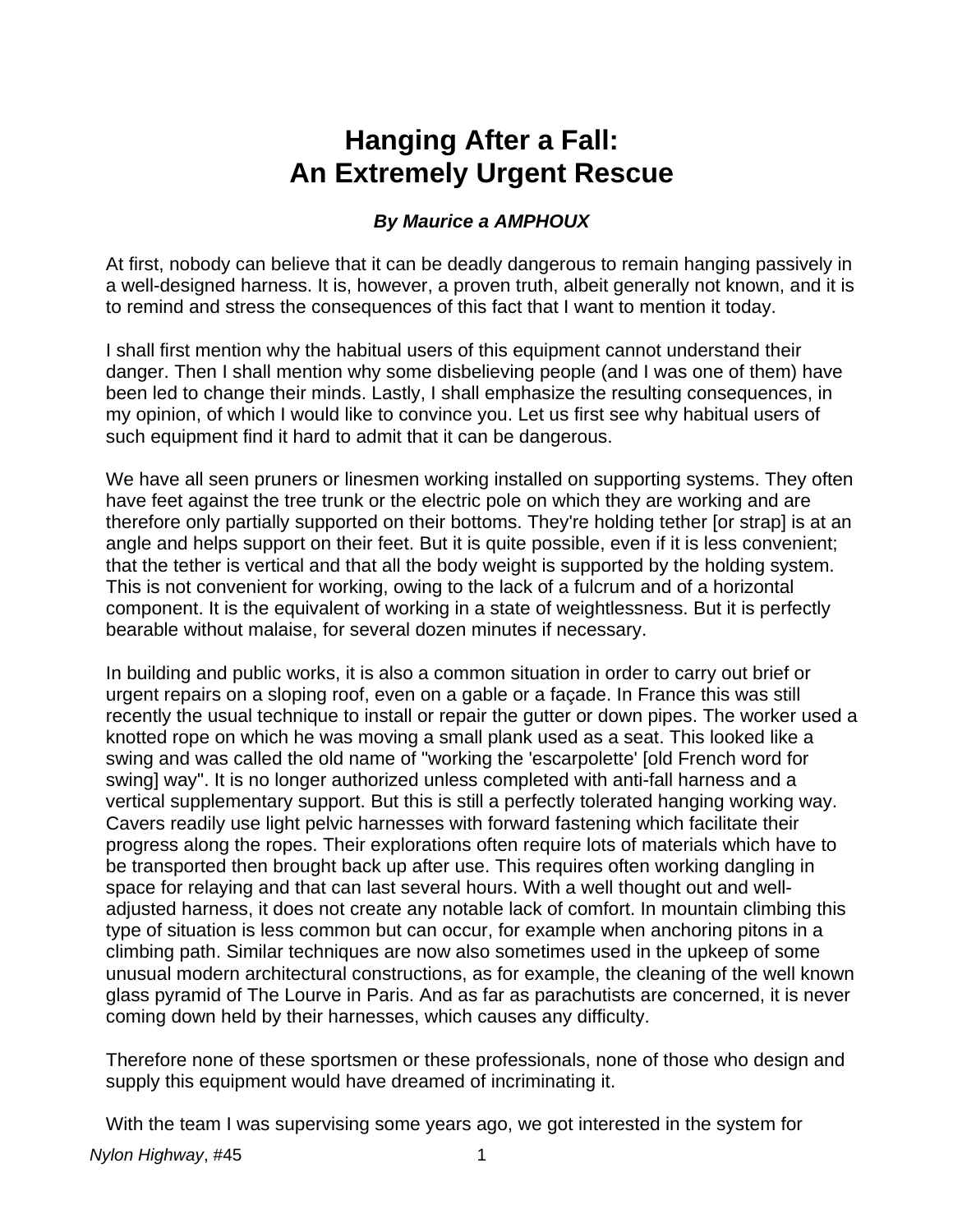# Hanging After a Fall: An Extremely Urgent Rescue

***By Maurice a AMPHOUX***

At first, nobody can believe that it can be deadly dangerous to remain hanging passively in a well-designed harness. It is, however, a proven truth, albeit generally not known, and it is to remind and stress the consequences of this fact that I want to mention it today.

I shall first mention why the habitual users of this equipment cannot understand their danger. Then I shall mention why some disbelieving people (and I was one of them) have been led to change their minds. Lastly, I shall emphasize the resulting consequences, in my opinion, of which I would like to convince you. Let us first see why habitual users of such equipment find it hard to admit that it can be dangerous.

We have all seen pruners or linesmen working installed on supporting systems. They often have feet against the tree trunk or the electric pole on which they are working and are therefore only partially supported on their bottoms. They're holding tether [or strap] is at an angle and helps support on their feet. But it is quite possible, even if it is less convenient; that the tether is vertical and that all the body weight is supported by the holding system. This is not convenient for working, owing to the lack of a fulcrum and of a horizontal component. It is the equivalent of working in a state of weightlessness. But it is perfectly bearable without malaise, for several dozen minutes if necessary.

In building and public works, it is also a common situation in order to carry out brief or urgent repairs on a sloping roof, even on a gable or a façade. In France this was still recently the usual technique to install or repair the gutter or down pipes. The worker used a knotted rope on which he was moving a small plank used as a seat. This looked like a swing and was called the old name of "working the 'escarpolette' [old French word for swing] way". It is no longer authorized unless completed with anti-fall harness and a vertical supplementary support. But this is still a perfectly tolerated hanging working way. Cavers readily use light pelvic harnesses with forward fastening which facilitate their progress along the ropes. Their explorations often require lots of materials which have to be transported then brought back up after use. This requires often working dangling in space for relaying and that can last several hours. With a well thought out and well-adjusted harness, it does not create any notable lack of comfort. In mountain climbing this type of situation is less common but can occur, for example when anchoring pitons in a climbing path. Similar techniques are now also sometimes used in the upkeep of some unusual modern architectural constructions, as for example, the cleaning of the well known glass pyramid of The Lourve in Paris. And as far as parachutists are concerned, it is never coming down held by their harnesses, which causes any difficulty.

Therefore none of these sportsmen or these professionals, none of those who design and supply this equipment would have dreamed of incriminating it.

With the team I was supervising some years ago, we got interested in the system for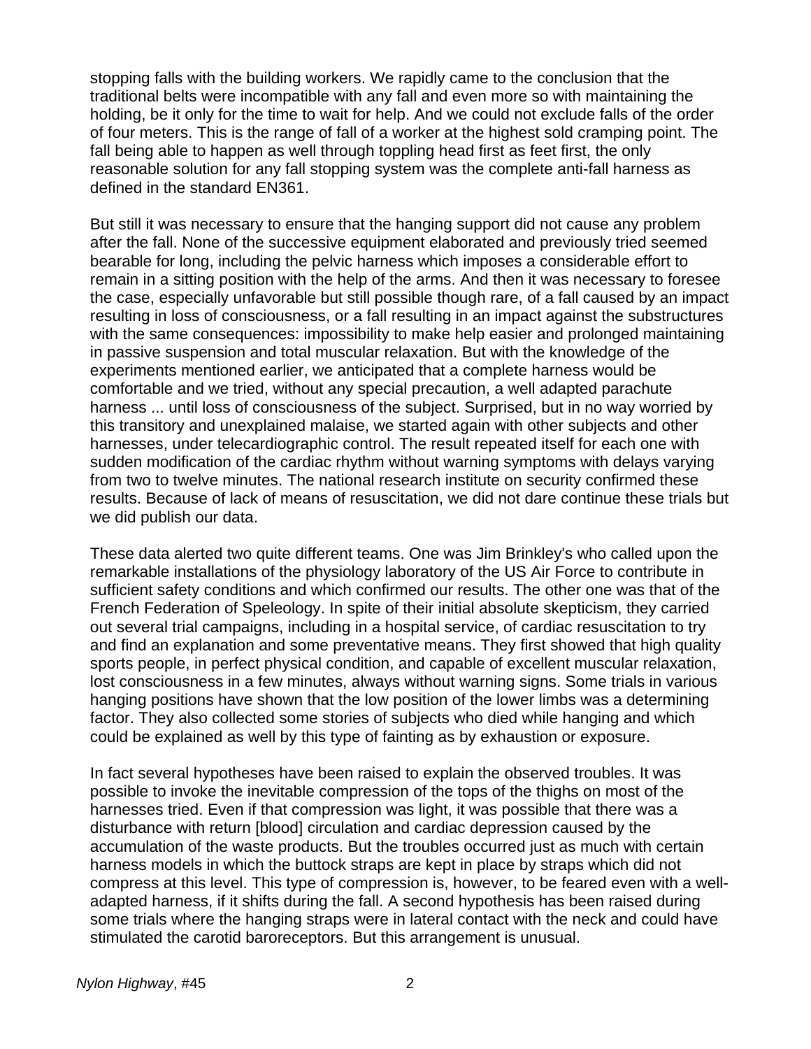stopping falls with the building workers. We rapidly came to the conclusion that the traditional belts were incompatible with any fall and even more so with maintaining the holding, be it only for the time to wait for help. And we could not exclude falls of the order of four meters. This is the range of fall of a worker at the highest sold cramping point. The fall being able to happen as well through toppling head first as feet first, the only reasonable solution for any fall stopping system was the complete anti-fall harness as defined in the standard EN361.

But still it was necessary to ensure that the hanging support did not cause any problem after the fall. None of the successive equipment elaborated and previously tried seemed bearable for long, including the pelvic harness which imposes a considerable effort to remain in a sitting position with the help of the arms. And then it was necessary to foresee the case, especially unfavorable but still possible though rare, of a fall caused by an impact resulting in loss of consciousness, or a fall resulting in an impact against the substructures with the same consequences: impossibility to make help easier and prolonged maintaining in passive suspension and total muscular relaxation. But with the knowledge of the experiments mentioned earlier, we anticipated that a complete harness would be comfortable and we tried, without any special precaution, a well adapted parachute harness ... until loss of consciousness of the subject. Surprised, but in no way worried by this transitory and unexplained malaise, we started again with other subjects and other harnesses, under telecardiographic control. The result repeated itself for each one with sudden modification of the cardiac rhythm without warning symptoms with delays varying from two to twelve minutes. The national research institute on security confirmed these results. Because of lack of means of resuscitation, we did not dare continue these trials but we did publish our data.

These data alerted two quite different teams. One was Jim Brinkley's who called upon the remarkable installations of the physiology laboratory of the US Air Force to contribute in sufficient safety conditions and which confirmed our results. The other one was that of the French Federation of Speleology. In spite of their initial absolute skepticism, they carried out several trial campaigns, including in a hospital service, of cardiac resuscitation to try and find an explanation and some preventative means. They first showed that high quality sports people, in perfect physical condition, and capable of excellent muscular relaxation, lost consciousness in a few minutes, always without warning signs. Some trials in various hanging positions have shown that the low position of the lower limbs was a determining factor. They also collected some stories of subjects who died while hanging and which could be explained as well by this type of fainting as by exhaustion or exposure.

In fact several hypotheses have been raised to explain the observed troubles. It was possible to invoke the inevitable compression of the tops of the thighs on most of the harnesses tried. Even if that compression was light, it was possible that there was a disturbance with return [blood] circulation and cardiac depression caused by the accumulation of the waste products. But the troubles occurred just as much with certain harness models in which the buttock straps are kept in place by straps which did not compress at this level. This type of compression is, however, to be feared even with a well-adapted harness, if it shifts during the fall. A second hypothesis has been raised during some trials where the hanging straps were in lateral contact with the neck and could have stimulated the carotid baroreceptors. But this arrangement is unusual.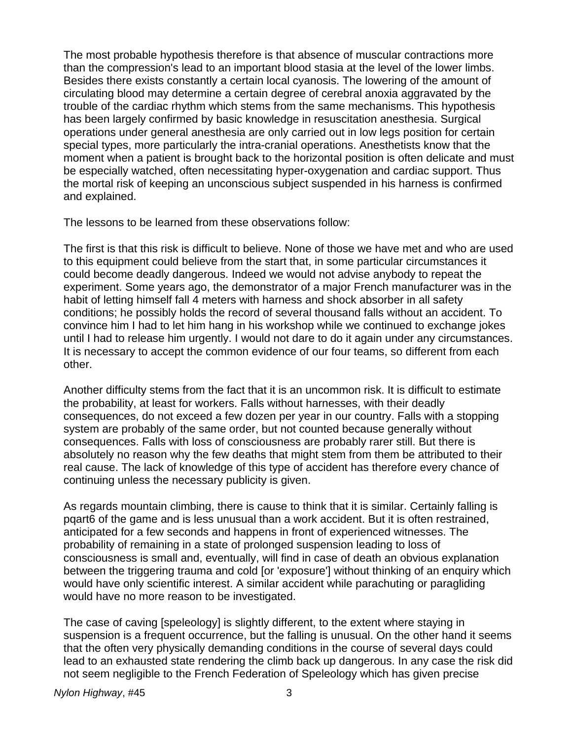The most probable hypothesis therefore is that absence of muscular contractions more than the compression's lead to an important blood stasia at the level of the lower limbs. Besides there exists constantly a certain local cyanosis. The lowering of the amount of circulating blood may determine a certain degree of cerebral anoxia aggravated by the trouble of the cardiac rhythm which stems from the same mechanisms. This hypothesis has been largely confirmed by basic knowledge in resuscitation anesthesia. Surgical operations under general anesthesia are only carried out in low legs position for certain special types, more particularly the intra-cranial operations. Anesthetists know that the moment when a patient is brought back to the horizontal position is often delicate and must be especially watched, often necessitating hyper-oxygenation and cardiac support. Thus the mortal risk of keeping an unconscious subject suspended in his harness is confirmed and explained.

The lessons to be learned from these observations follow:

The first is that this risk is difficult to believe. None of those we have met and who are used to this equipment could believe from the start that, in some particular circumstances it could become deadly dangerous. Indeed we would not advise anybody to repeat the experiment. Some years ago, the demonstrator of a major French manufacturer was in the habit of letting himself fall 4 meters with harness and shock absorber in all safety conditions; he possibly holds the record of several thousand falls without an accident. To convince him I had to let him hang in his workshop while we continued to exchange jokes until I had to release him urgently. I would not dare to do it again under any circumstances. It is necessary to accept the common evidence of our four teams, so different from each other.

Another difficulty stems from the fact that it is an uncommon risk. It is difficult to estimate the probability, at least for workers. Falls without harnesses, with their deadly consequences, do not exceed a few dozen per year in our country. Falls with a stopping system are probably of the same order, but not counted because generally without consequences. Falls with loss of consciousness are probably rarer still. But there is absolutely no reason why the few deaths that might stem from them be attributed to their real cause. The lack of knowledge of this type of accident has therefore every chance of continuing unless the necessary publicity is given.

As regards mountain climbing, there is cause to think that it is similar. Certainly falling is pqart6 of the game and is less unusual than a work accident. But it is often restrained, anticipated for a few seconds and happens in front of experienced witnesses. The probability of remaining in a state of prolonged suspension leading to loss of consciousness is small and, eventually, will find in case of death an obvious explanation between the triggering trauma and cold [or 'exposure'] without thinking of an enquiry which would have only scientific interest. A similar accident while parachuting or paragliding would have no more reason to be investigated.

The case of caving [speleology] is slightly different, to the extent where staying in suspension is a frequent occurrence, but the falling is unusual. On the other hand it seems that the often very physically demanding conditions in the course of several days could lead to an exhausted state rendering the climb back up dangerous. In any case the risk did not seem negligible to the French Federation of Speleology which has given precise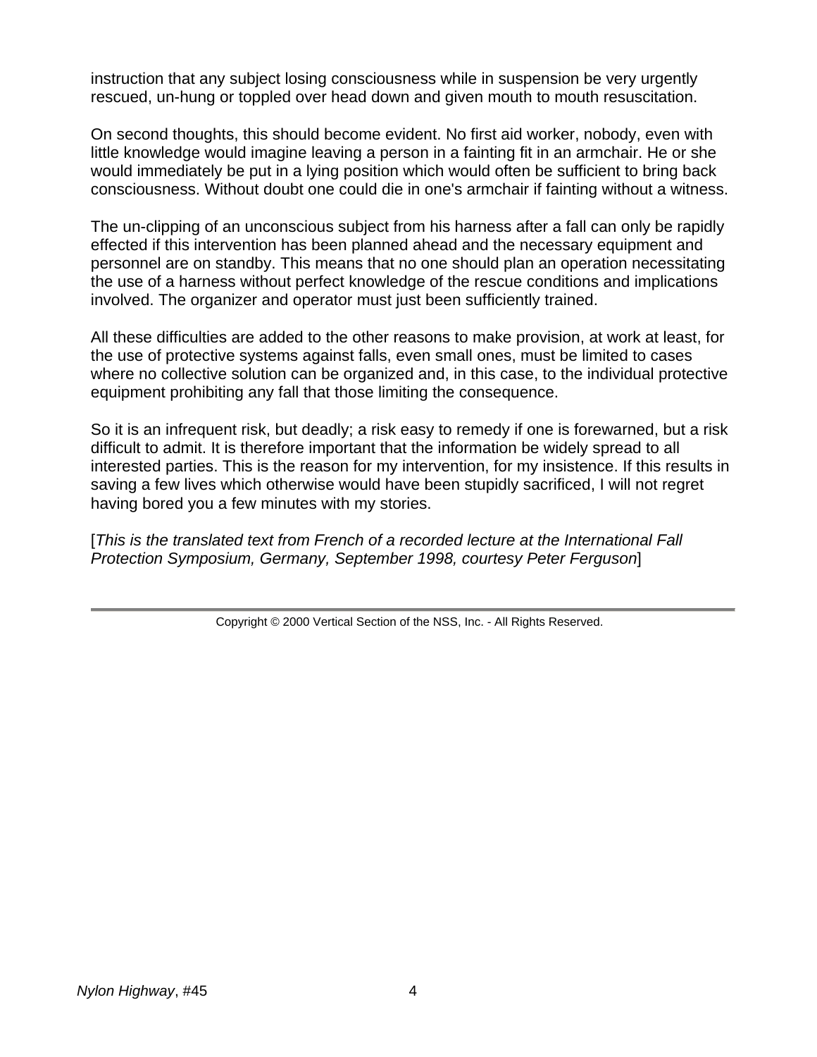instruction that any subject losing consciousness while in suspension be very urgently rescued, un-hung or toppled over head down and given mouth to mouth resuscitation.

On second thoughts, this should become evident. No first aid worker, nobody, even with little knowledge would imagine leaving a person in a fainting fit in an armchair. He or she would immediately be put in a lying position which would often be sufficient to bring back consciousness. Without doubt one could die in one's armchair if fainting without a witness.

The un-clipping of an unconscious subject from his harness after a fall can only be rapidly effected if this intervention has been planned ahead and the necessary equipment and personnel are on standby. This means that no one should plan an operation necessitating the use of a harness without perfect knowledge of the rescue conditions and implications involved. The organizer and operator must just been sufficiently trained.

All these difficulties are added to the other reasons to make provision, at work at least, for the use of protective systems against falls, even small ones, must be limited to cases where no collective solution can be organized and, in this case, to the individual protective equipment prohibiting any fall that those limiting the consequence.

So it is an infrequent risk, but deadly; a risk easy to remedy if one is forewarned, but a risk difficult to admit. It is therefore important that the information be widely spread to all interested parties. This is the reason for my intervention, for my insistence. If this results in saving a few lives which otherwise would have been stupidly sacrificed, I will not regret having bored you a few minutes with my stories.

[*This is the translated text from French of a recorded lecture at the International Fall Protection Symposium, Germany, September 1998, courtesy Peter Ferguson*]

---

Copyright © 2000 Vertical Section of the NSS, Inc. - All Rights Reserved.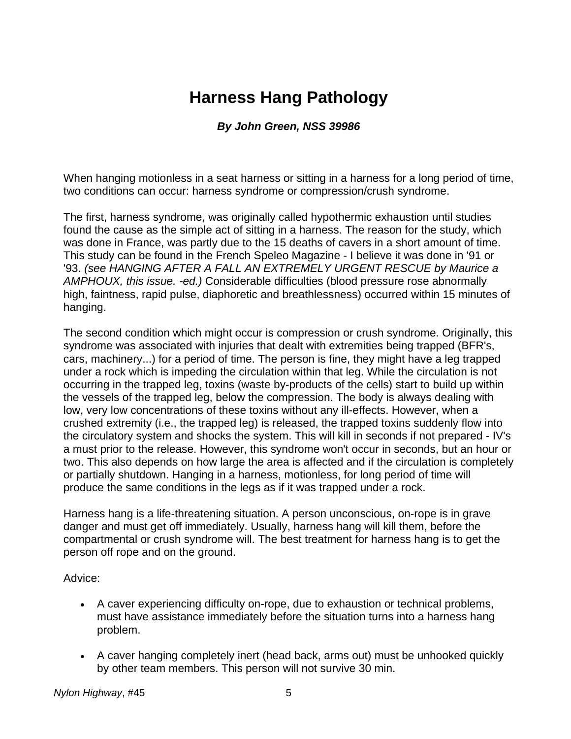# Harness Hang Pathology

***By John Green, NSS 39986***

When hanging motionless in a seat harness or sitting in a harness for a long period of time, two conditions can occur: harness syndrome or compression/crush syndrome.

The first, harness syndrome, was originally called hypothermic exhaustion until studies found the cause as the simple act of sitting in a harness. The reason for the study, which was done in France, was partly due to the 15 deaths of cavers in a short amount of time. This study can be found in the French Speleo Magazine - I believe it was done in '91 or '93. *(see HANGING AFTER A FALL AN EXTREMELY URGENT RESCUE by Maurice a AMPHOUX, this issue. -ed.)* Considerable difficulties (blood pressure rose abnormally high, faintness, rapid pulse, diaphoretic and breathlessness) occurred within 15 minutes of hanging.

The second condition which might occur is compression or crush syndrome. Originally, this syndrome was associated with injuries that dealt with extremities being trapped (BFR's, cars, machinery...) for a period of time. The person is fine, they might have a leg trapped under a rock which is impeding the circulation within that leg. While the circulation is not occurring in the trapped leg, toxins (waste by-products of the cells) start to build up within the vessels of the trapped leg, below the compression. The body is always dealing with low, very low concentrations of these toxins without any ill-effects. However, when a crushed extremity (i.e., the trapped leg) is released, the trapped toxins suddenly flow into the circulatory system and shocks the system. This will kill in seconds if not prepared - IV's a must prior to the release. However, this syndrome won't occur in seconds, but an hour or two. This also depends on how large the area is affected and if the circulation is completely or partially shutdown. Hanging in a harness, motionless, for long period of time will produce the same conditions in the legs as if it was trapped under a rock.

Harness hang is a life-threatening situation. A person unconscious, on-rope is in grave danger and must get off immediately. Usually, harness hang will kill them, before the compartmental or crush syndrome will. The best treatment for harness hang is to get the person off rope and on the ground.

Advice:

- A caver experiencing difficulty on-rope, due to exhaustion or technical problems, must have assistance immediately before the situation turns into a harness hang problem.
- A caver hanging completely inert (head back, arms out) must be unhooked quickly by other team members. This person will not survive 30 min.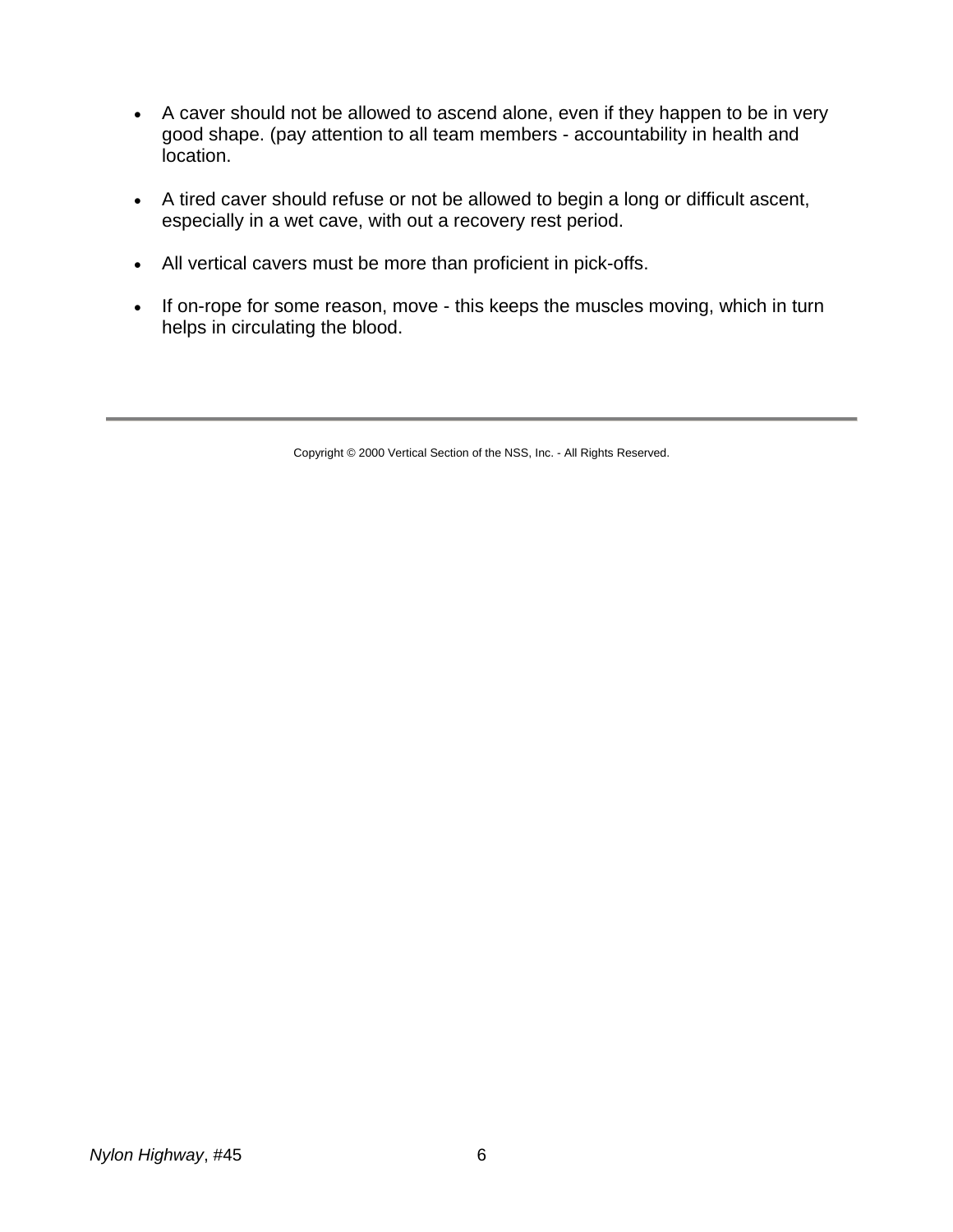- A caver should not be allowed to ascend alone, even if they happen to be in very good shape. (pay attention to all team members - accountability in health and location.

- A tired caver should refuse or not be allowed to begin a long or difficult ascent, especially in a wet cave, with out a recovery rest period.

- All vertical cavers must be more than proficient in pick-offs.

- If on-rope for some reason, move - this keeps the muscles moving, which in turn helps in circulating the blood.

---

Copyright © 2000 Vertical Section of the NSS, Inc. - All Rights Reserved.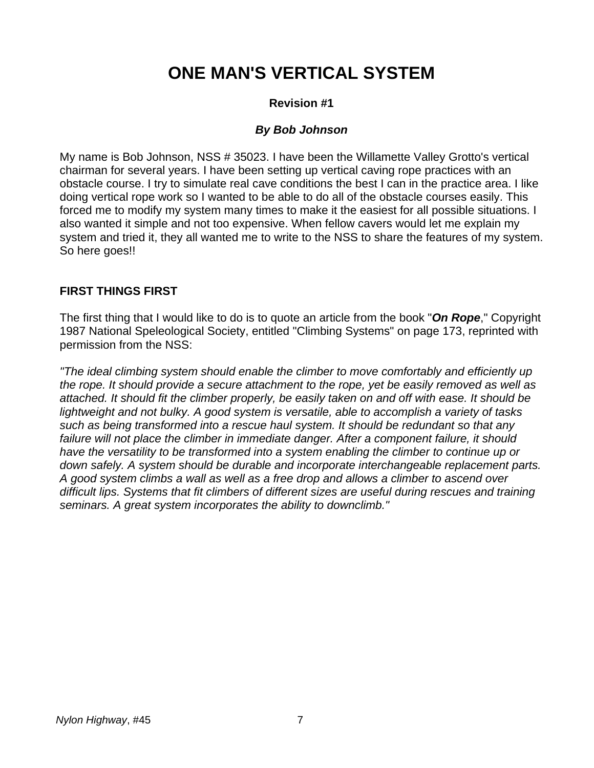# ONE MAN'S VERTICAL SYSTEM

**Revision #1**

***By Bob Johnson***

My name is Bob Johnson, NSS # 35023. I have been the Willamette Valley Grotto's vertical chairman for several years. I have been setting up vertical caving rope practices with an obstacle course. I try to simulate real cave conditions the best I can in the practice area. I like doing vertical rope work so I wanted to be able to do all of the obstacle courses easily. This forced me to modify my system many times to make it the easiest for all possible situations. I also wanted it simple and not too expensive. When fellow cavers would let me explain my system and tried it, they all wanted me to write to the NSS to share the features of my system. So here goes!!

## FIRST THINGS FIRST

The first thing that I would like to do is to quote an article from the book "***On Rope***," Copyright 1987 National Speleological Society, entitled "Climbing Systems" on page 173, reprinted with permission from the NSS:

*"The ideal climbing system should enable the climber to move comfortably and efficiently up the rope. It should provide a secure attachment to the rope, yet be easily removed as well as attached. It should fit the climber properly, be easily taken on and off with ease. It should be lightweight and not bulky. A good system is versatile, able to accomplish a variety of tasks such as being transformed into a rescue haul system. It should be redundant so that any failure will not place the climber in immediate danger. After a component failure, it should have the versatility to be transformed into a system enabling the climber to continue up or down safely. A system should be durable and incorporate interchangeable replacement parts. A good system climbs a wall as well as a free drop and allows a climber to ascend over difficult lips. Systems that fit climbers of different sizes are useful during rescues and training seminars. A great system incorporates the ability to downclimb."*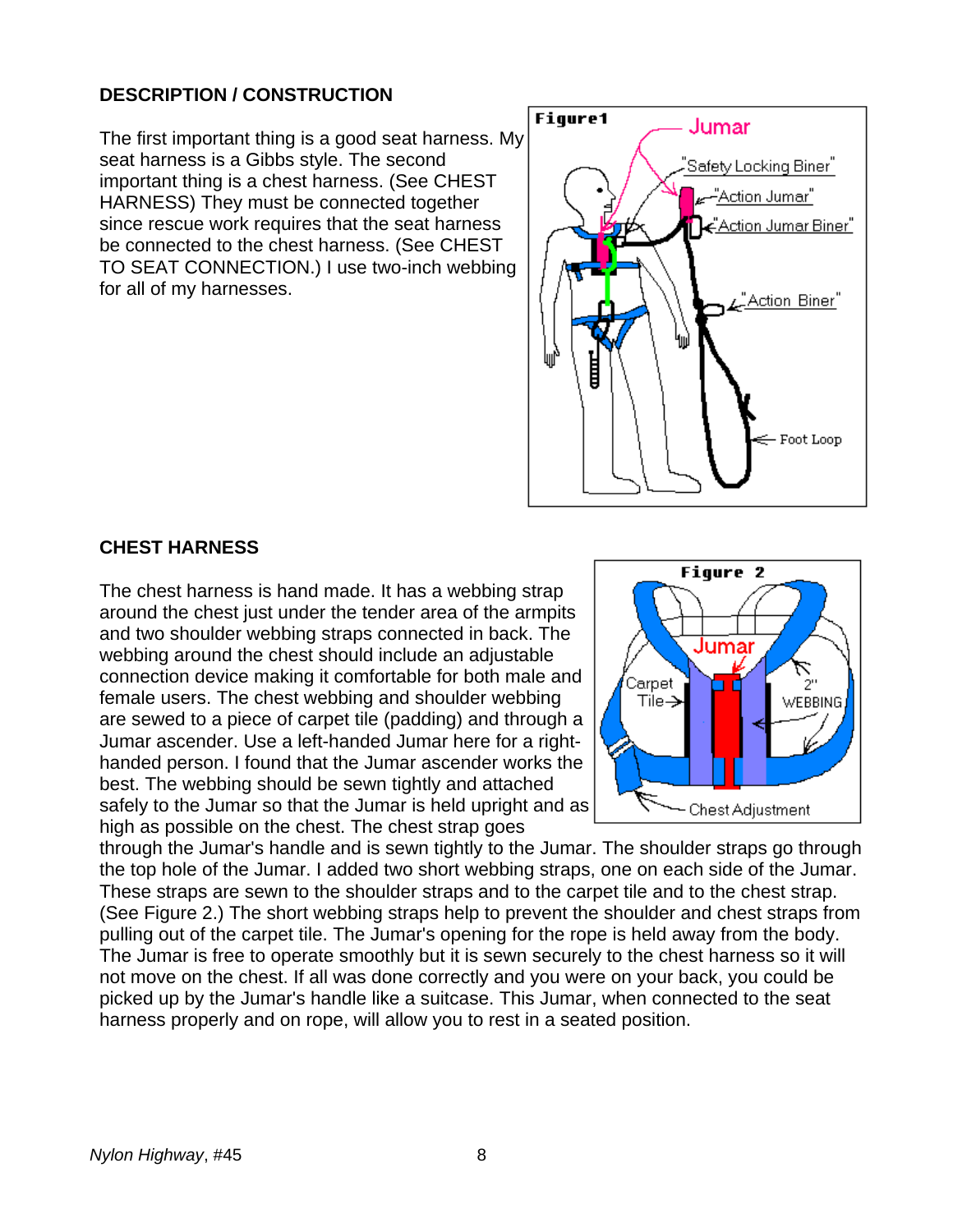## DESCRIPTION / CONSTRUCTION

The first important thing is a good seat harness. My seat harness is a Gibbs style. The second important thing is a chest harness. (See CHEST HARNESS) They must be connected together since rescue work requires that the seat harness be connected to the chest harness. (See CHEST TO SEAT CONNECTION.) I use two-inch webbing for all of my harnesses.

## CHEST HARNESS

The chest harness is hand made. It has a webbing strap around the chest just under the tender area of the armpits and two shoulder webbing straps connected in back. The webbing around the chest should include an adjustable connection device making it comfortable for both male and female users. The chest webbing and shoulder webbing are sewed to a piece of carpet tile (padding) and through a Jumar ascender. Use a left-handed Jumar here for a right-handed person. I found that the Jumar ascender works the best. The webbing should be sewn tightly and attached safely to the Jumar so that the Jumar is held upright and as high as possible on the chest. The chest strap goes through the Jumar's handle and is sewn tightly to the Jumar. The shoulder straps go through the top hole of the Jumar. I added two short webbing straps, one on each side of the Jumar. These straps are sewn to the shoulder straps and to the carpet tile and to the chest strap. (See Figure 2.) The short webbing straps help to prevent the shoulder and chest straps from pulling out of the carpet tile. The Jumar's opening for the rope is held away from the body. The Jumar is free to operate smoothly but it is sewn securely to the chest harness so it will not move on the chest. If all was done correctly and you were on your back, you could be picked up by the Jumar's handle like a suitcase. This Jumar, when connected to the seat harness properly and on rope, will allow you to rest in a seated position.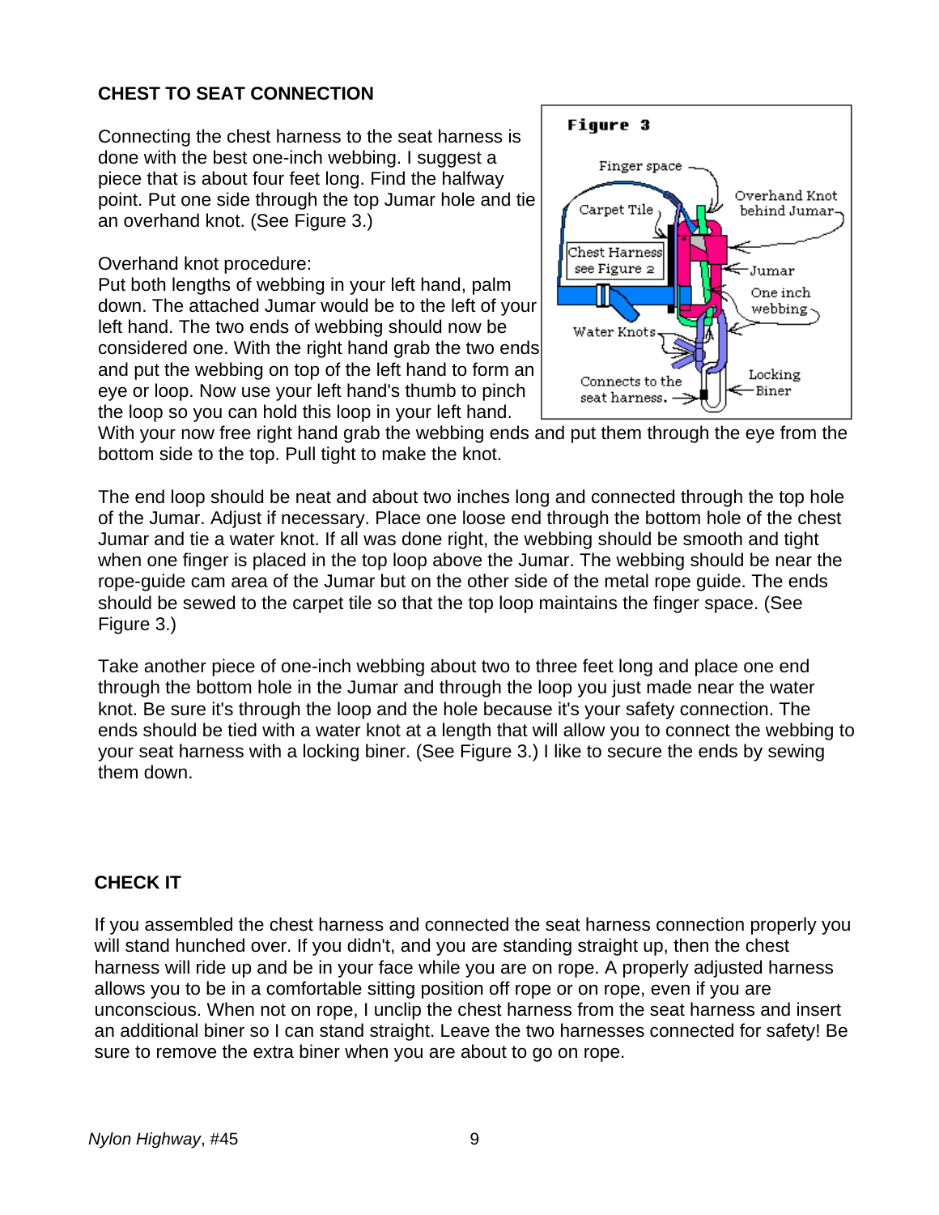## CHEST TO SEAT CONNECTION

Connecting the chest harness to the seat harness is done with the best one-inch webbing. I suggest a piece that is about four feet long. Find the halfway point. Put one side through the top Jumar hole and tie an overhand knot. (See Figure 3.)

Overhand knot procedure:
Put both lengths of webbing in your left hand, palm down. The attached Jumar would be to the left of your left hand. The two ends of webbing should now be considered one. With the right hand grab the two ends and put the webbing on top of the left hand to form an eye or loop. Now use your left hand's thumb to pinch the loop so you can hold this loop in your left hand. With your now free right hand grab the webbing ends and put them through the eye from the bottom side to the top. Pull tight to make the knot.

The end loop should be neat and about two inches long and connected through the top hole of the Jumar. Adjust if necessary. Place one loose end through the bottom hole of the chest Jumar and tie a water knot. If all was done right, the webbing should be smooth and tight when one finger is placed in the top loop above the Jumar. The webbing should be near the rope-guide cam area of the Jumar but on the other side of the metal rope guide. The ends should be sewed to the carpet tile so that the top loop maintains the finger space. (See Figure 3.)

Take another piece of one-inch webbing about two to three feet long and place one end through the bottom hole in the Jumar and through the loop you just made near the water knot. Be sure it's through the loop and the hole because it's your safety connection. The ends should be tied with a water knot at a length that will allow you to connect the webbing to your seat harness with a locking biner. (See Figure 3.) I like to secure the ends by sewing them down.

## CHECK IT

If you assembled the chest harness and connected the seat harness connection properly you will stand hunched over. If you didn't, and you are standing straight up, then the chest harness will ride up and be in your face while you are on rope. A properly adjusted harness allows you to be in a comfortable sitting position off rope or on rope, even if you are unconscious. When not on rope, I unclip the chest harness from the seat harness and insert an additional biner so I can stand straight. Leave the two harnesses connected for safety! Be sure to remove the extra biner when you are about to go on rope.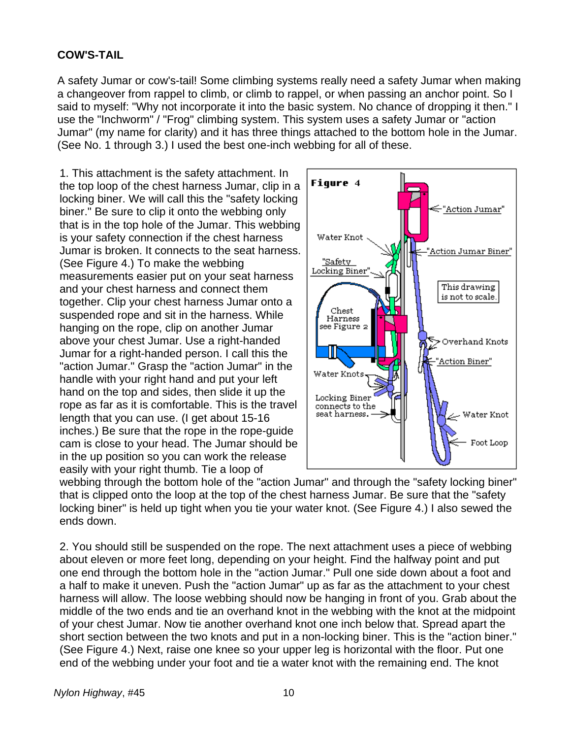### COW'S-TAIL

A safety Jumar or cow's-tail! Some climbing systems really need a safety Jumar when making a changeover from rappel to climb, or climb to rappel, or when passing an anchor point. So I said to myself: "Why not incorporate it into the basic system. No chance of dropping it then." I use the "Inchworm" / "Frog" climbing system. This system uses a safety Jumar or "action Jumar" (my name for clarity) and it has three things attached to the bottom hole in the Jumar. (See No. 1 through 3.) I used the best one-inch webbing for all of these.

1. This attachment is the safety attachment. In the top loop of the chest harness Jumar, clip in a locking biner. We will call this the "safety locking biner." Be sure to clip it onto the webbing only that is in the top hole of the Jumar. This webbing is your safety connection if the chest harness Jumar is broken. It connects to the seat harness. (See Figure 4.) To make the webbing measurements easier put on your seat harness and your chest harness and connect them together. Clip your chest harness Jumar onto a suspended rope and sit in the harness. While hanging on the rope, clip on another Jumar above your chest Jumar. Use a right-handed Jumar for a right-handed person. I call this the "action Jumar." Grasp the "action Jumar" in the handle with your right hand and put your left hand on the top and sides, then slide it up the rope as far as it is comfortable. This is the travel length that you can use. (I get about 15-16 inches.) Be sure that the rope in the rope-guide cam is close to your head. The Jumar should be in the up position so you can work the release easily with your right thumb. Tie a loop of webbing through the bottom hole of the "action Jumar" and through the "safety locking biner" that is clipped onto the loop at the top of the chest harness Jumar. Be sure that the "safety locking biner" is held up tight when you tie your water knot. (See Figure 4.) I also sewed the ends down.

Figure 4

"Action Jumar" — Water Knot — "Action Jumar Biner" — "Safety Locking Biner" — This drawing is not to scale. — Chest Harness see Figure 2 — Overhand Knots — "Action Biner" — Water Knots — Locking Biner connects to the seat harness. — Water Knot — Foot Loop

2. You should still be suspended on the rope. The next attachment uses a piece of webbing about eleven or more feet long, depending on your height. Find the halfway point and put one end through the bottom hole in the "action Jumar." Pull one side down about a foot and a half to make it uneven. Push the "action Jumar" up as far as the attachment to your chest harness will allow. The loose webbing should now be hanging in front of you. Grab about the middle of the two ends and tie an overhand knot in the webbing with the knot at the midpoint of your chest Jumar. Now tie another overhand knot one inch below that. Spread apart the short section between the two knots and put in a non-locking biner. This is the "action biner." (See Figure 4.) Next, raise one knee so your upper leg is horizontal with the floor. Put one end of the webbing under your foot and tie a water knot with the remaining end. The knot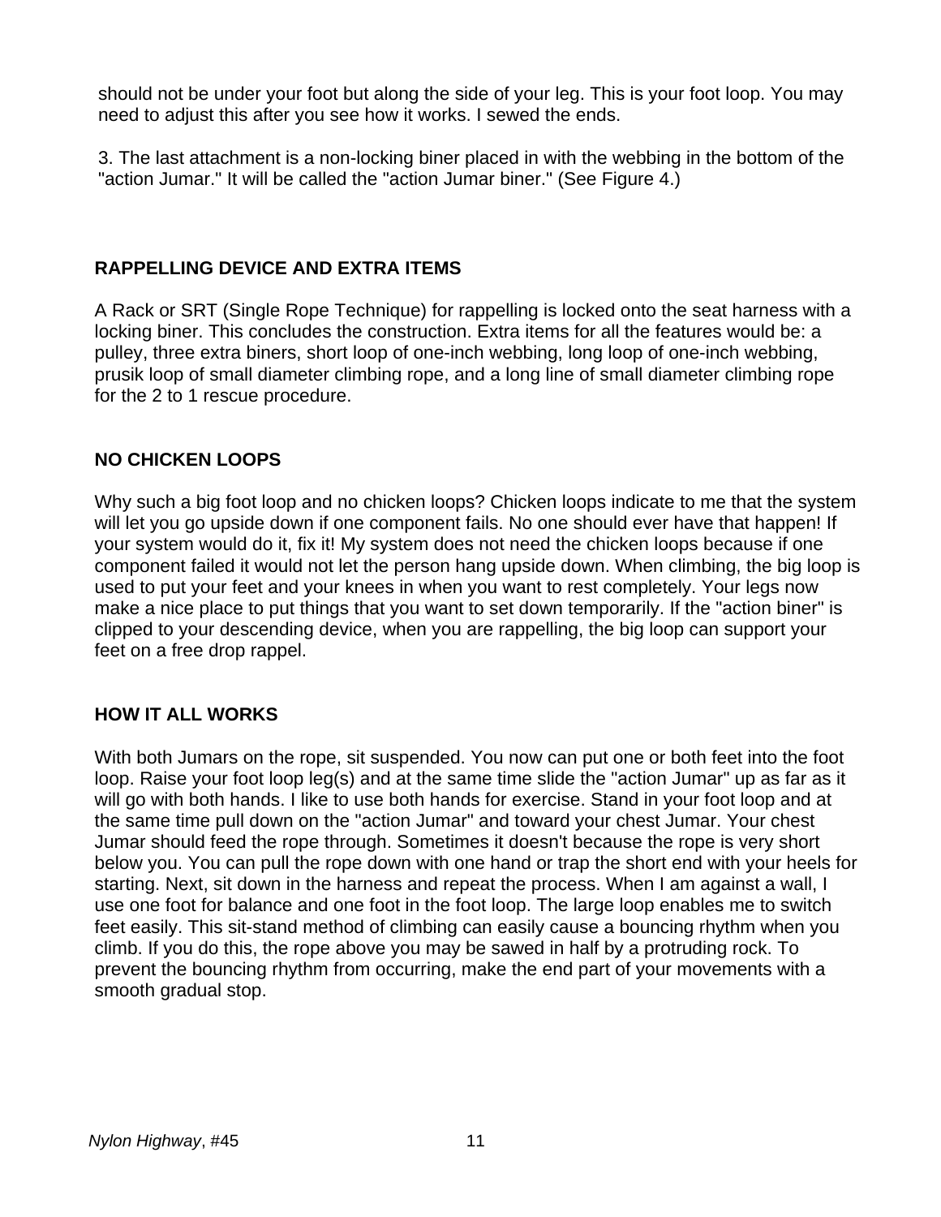should not be under your foot but along the side of your leg. This is your foot loop. You may need to adjust this after you see how it works. I sewed the ends.

3. The last attachment is a non-locking biner placed in with the webbing in the bottom of the "action Jumar." It will be called the "action Jumar biner." (See Figure 4.)

## RAPPELLING DEVICE AND EXTRA ITEMS

A Rack or SRT (Single Rope Technique) for rappelling is locked onto the seat harness with a locking biner. This concludes the construction. Extra items for all the features would be: a pulley, three extra biners, short loop of one-inch webbing, long loop of one-inch webbing, prusik loop of small diameter climbing rope, and a long line of small diameter climbing rope for the 2 to 1 rescue procedure.

## NO CHICKEN LOOPS

Why such a big foot loop and no chicken loops? Chicken loops indicate to me that the system will let you go upside down if one component fails. No one should ever have that happen! If your system would do it, fix it! My system does not need the chicken loops because if one component failed it would not let the person hang upside down. When climbing, the big loop is used to put your feet and your knees in when you want to rest completely. Your legs now make a nice place to put things that you want to set down temporarily. If the "action biner" is clipped to your descending device, when you are rappelling, the big loop can support your feet on a free drop rappel.

## HOW IT ALL WORKS

With both Jumars on the rope, sit suspended. You now can put one or both feet into the foot loop. Raise your foot loop leg(s) and at the same time slide the "action Jumar" up as far as it will go with both hands. I like to use both hands for exercise. Stand in your foot loop and at the same time pull down on the "action Jumar" and toward your chest Jumar. Your chest Jumar should feed the rope through. Sometimes it doesn't because the rope is very short below you. You can pull the rope down with one hand or trap the short end with your heels for starting. Next, sit down in the harness and repeat the process. When I am against a wall, I use one foot for balance and one foot in the foot loop. The large loop enables me to switch feet easily. This sit-stand method of climbing can easily cause a bouncing rhythm when you climb. If you do this, the rope above you may be sawed in half by a protruding rock. To prevent the bouncing rhythm from occurring, make the end part of your movements with a smooth gradual stop.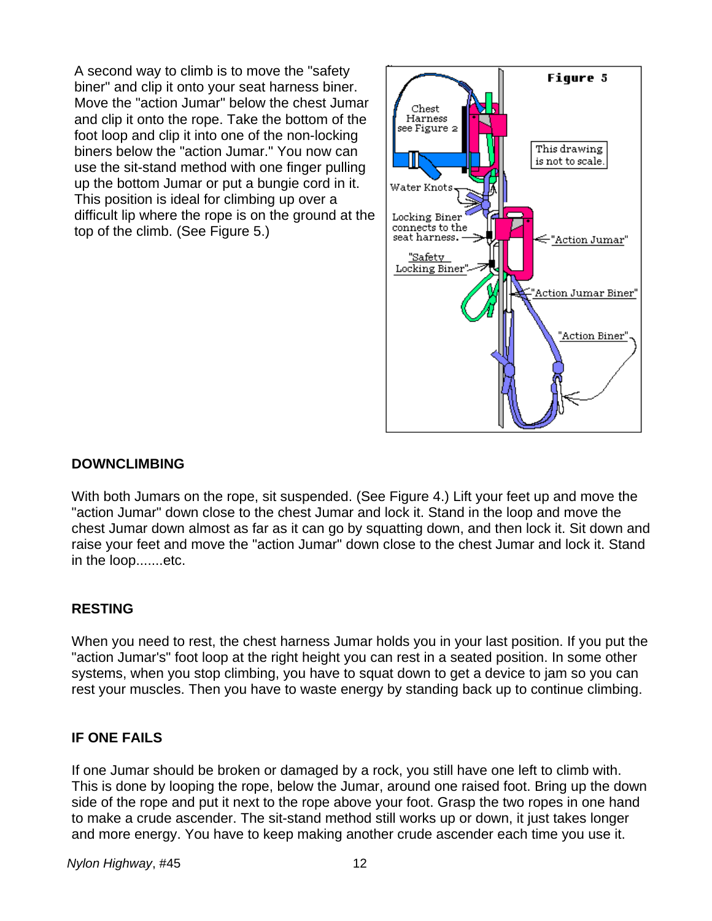A second way to climb is to move the "safety biner" and clip it onto your seat harness biner. Move the "action Jumar" below the chest Jumar and clip it onto the rope. Take the bottom of the foot loop and clip it into one of the non-locking biners below the "action Jumar." You now can use the sit-stand method with one finger pulling up the bottom Jumar or put a bungie cord in it. This position is ideal for climbing up over a difficult lip where the rope is on the ground at the top of the climb. (See Figure 5.)

## DOWNCLIMBING

With both Jumars on the rope, sit suspended. (See Figure 4.) Lift your feet up and move the "action Jumar" down close to the chest Jumar and lock it. Stand in the loop and move the chest Jumar down almost as far as it can go by squatting down, and then lock it. Sit down and raise your feet and move the "action Jumar" down close to the chest Jumar and lock it. Stand in the loop.......etc.

## RESTING

When you need to rest, the chest harness Jumar holds you in your last position. If you put the "action Jumar's" foot loop at the right height you can rest in a seated position. In some other systems, when you stop climbing, you have to squat down to get a device to jam so you can rest your muscles. Then you have to waste energy by standing back up to continue climbing.

## IF ONE FAILS

If one Jumar should be broken or damaged by a rock, you still have one left to climb with. This is done by looping the rope, below the Jumar, around one raised foot. Bring up the down side of the rope and put it next to the rope above your foot. Grasp the two ropes in one hand to make a crude ascender. The sit-stand method still works up or down, it just takes longer and more energy. You have to keep making another crude ascender each time you use it.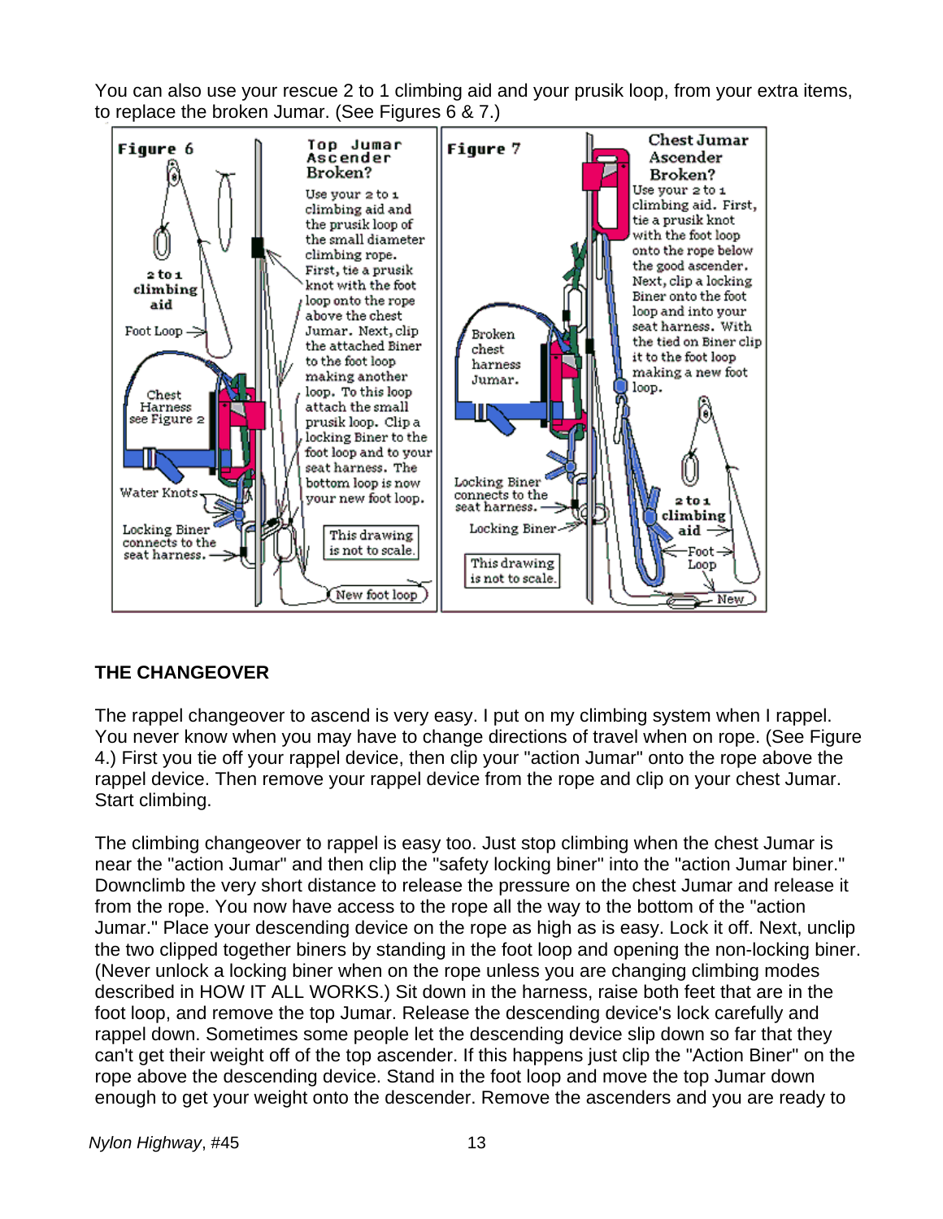You can also use your rescue 2 to 1 climbing aid and your prusik loop, from your extra items, to replace the broken Jumar. (See Figures 6 & 7.)

**Figure 6**

**Top Jumar Ascender Broken?**

Use your 2 to 1 climbing aid and the prusik loop of the small diameter climbing rope. First, tie a prusik knot with the foot loop onto the rope above the chest Jumar. Next, clip the attached Biner to the foot loop making another loop. To this loop attach the small prusik loop. Clip a locking Biner to the foot loop and to your seat harness. The bottom loop is now your new foot loop.

2 to 1 climbing aid

Foot Loop

Chest Harness see Figure 2

Water Knots

Locking Biner connects to the seat harness.

This drawing is not to scale.

New foot loop

**Figure 7**

**Chest Jumar Ascender Broken?**

Use your 2 to 1 climbing aid. First, tie a prusik knot with the foot loop onto the rope below the good ascender. Next, clip a locking Biner onto the foot loop and into your seat harness. With the tied on Biner clip it to the foot loop making a new foot loop.

Broken chest harness Jumar.

Locking Biner connects to the seat harness.

Locking Biner

2 to 1 climbing aid

Foot Loop

This drawing is not to scale.

New

## THE CHANGEOVER

The rappel changeover to ascend is very easy. I put on my climbing system when I rappel. You never know when you may have to change directions of travel when on rope. (See Figure 4.) First you tie off your rappel device, then clip your "action Jumar" onto the rope above the rappel device. Then remove your rappel device from the rope and clip on your chest Jumar. Start climbing.

The climbing changeover to rappel is easy too. Just stop climbing when the chest Jumar is near the "action Jumar" and then clip the "safety locking biner" into the "action Jumar biner." Downclimb the very short distance to release the pressure on the chest Jumar and release it from the rope. You now have access to the rope all the way to the bottom of the "action Jumar." Place your descending device on the rope as high as is easy. Lock it off. Next, unclip the two clipped together biners by standing in the foot loop and opening the non-locking biner. (Never unlock a locking biner when on the rope unless you are changing climbing modes described in HOW IT ALL WORKS.) Sit down in the harness, raise both feet that are in the foot loop, and remove the top Jumar. Release the descending device's lock carefully and rappel down. Sometimes some people let the descending device slip down so far that they can't get their weight off of the top ascender. If this happens just clip the "Action Biner" on the rope above the descending device. Stand in the foot loop and move the top Jumar down enough to get your weight onto the descender. Remove the ascenders and you are ready to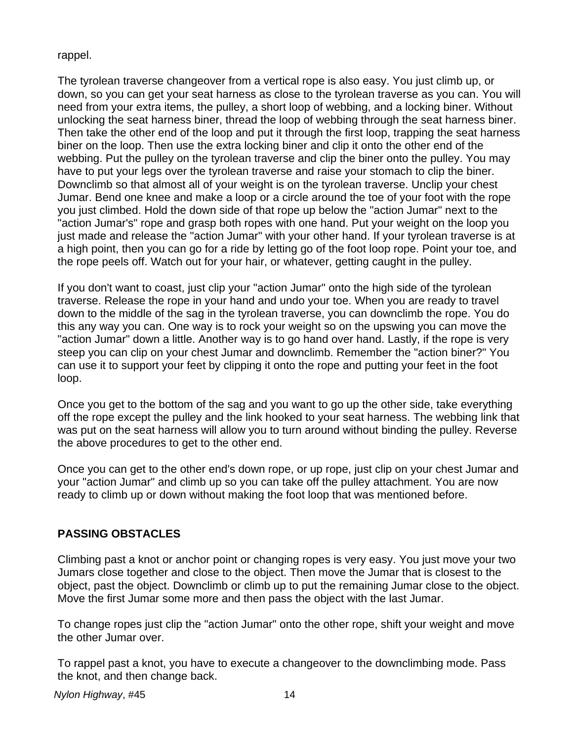rappel.

The tyrolean traverse changeover from a vertical rope is also easy. You just climb up, or down, so you can get your seat harness as close to the tyrolean traverse as you can. You will need from your extra items, the pulley, a short loop of webbing, and a locking biner. Without unlocking the seat harness biner, thread the loop of webbing through the seat harness biner. Then take the other end of the loop and put it through the first loop, trapping the seat harness biner on the loop. Then use the extra locking biner and clip it onto the other end of the webbing. Put the pulley on the tyrolean traverse and clip the biner onto the pulley. You may have to put your legs over the tyrolean traverse and raise your stomach to clip the biner. Downclimb so that almost all of your weight is on the tyrolean traverse. Unclip your chest Jumar. Bend one knee and make a loop or a circle around the toe of your foot with the rope you just climbed. Hold the down side of that rope up below the "action Jumar" next to the "action Jumar's" rope and grasp both ropes with one hand. Put your weight on the loop you just made and release the "action Jumar" with your other hand. If your tyrolean traverse is at a high point, then you can go for a ride by letting go of the foot loop rope. Point your toe, and the rope peels off. Watch out for your hair, or whatever, getting caught in the pulley.

If you don't want to coast, just clip your "action Jumar" onto the high side of the tyrolean traverse. Release the rope in your hand and undo your toe. When you are ready to travel down to the middle of the sag in the tyrolean traverse, you can downclimb the rope. You do this any way you can. One way is to rock your weight so on the upswing you can move the "action Jumar" down a little. Another way is to go hand over hand. Lastly, if the rope is very steep you can clip on your chest Jumar and downclimb. Remember the "action biner?" You can use it to support your feet by clipping it onto the rope and putting your feet in the foot loop.

Once you get to the bottom of the sag and you want to go up the other side, take everything off the rope except the pulley and the link hooked to your seat harness. The webbing link that was put on the seat harness will allow you to turn around without binding the pulley. Reverse the above procedures to get to the other end.

Once you can get to the other end's down rope, or up rope, just clip on your chest Jumar and your "action Jumar" and climb up so you can take off the pulley attachment. You are now ready to climb up or down without making the foot loop that was mentioned before.

## PASSING OBSTACLES

Climbing past a knot or anchor point or changing ropes is very easy. You just move your two Jumars close together and close to the object. Then move the Jumar that is closest to the object, past the object. Downclimb or climb up to put the remaining Jumar close to the object. Move the first Jumar some more and then pass the object with the last Jumar.

To change ropes just clip the "action Jumar" onto the other rope, shift your weight and move the other Jumar over.

To rappel past a knot, you have to execute a changeover to the downclimbing mode. Pass the knot, and then change back.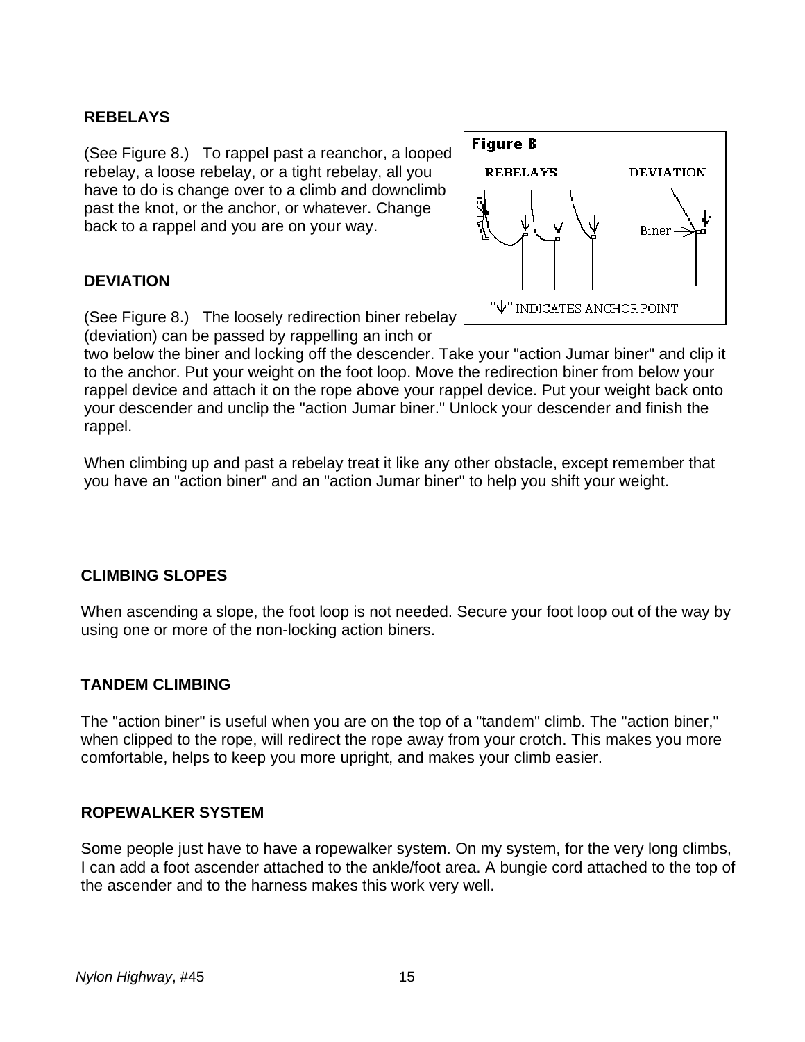### REBELAYS

(See Figure 8.) To rappel past a reanchor, a looped rebelay, a loose rebelay, or a tight rebelay, all you have to do is change over to a climb and downclimb past the knot, or the anchor, or whatever. Change back to a rappel and you are on your way.

### DEVIATION

(See Figure 8.) The loosely redirection biner rebelay (deviation) can be passed by rappelling an inch or two below the biner and locking off the descender. Take your "action Jumar biner" and clip it to the anchor. Put your weight on the foot loop. Move the redirection biner from below your rappel device and attach it on the rope above your rappel device. Put your weight back onto your descender and unclip the "action Jumar biner." Unlock your descender and finish the rappel.

When climbing up and past a rebelay treat it like any other obstacle, except remember that you have an "action biner" and an "action Jumar biner" to help you shift your weight.

### CLIMBING SLOPES

When ascending a slope, the foot loop is not needed. Secure your foot loop out of the way by using one or more of the non-locking action biners.

### TANDEM CLIMBING

The "action biner" is useful when you are on the top of a "tandem" climb. The "action biner," when clipped to the rope, will redirect the rope away from your crotch. This makes you more comfortable, helps to keep you more upright, and makes your climb easier.

### ROPEWALKER SYSTEM

Some people just have to have a ropewalker system. On my system, for the very long climbs, I can add a foot ascender attached to the ankle/foot area. A bungie cord attached to the top of the ascender and to the harness makes this work very well.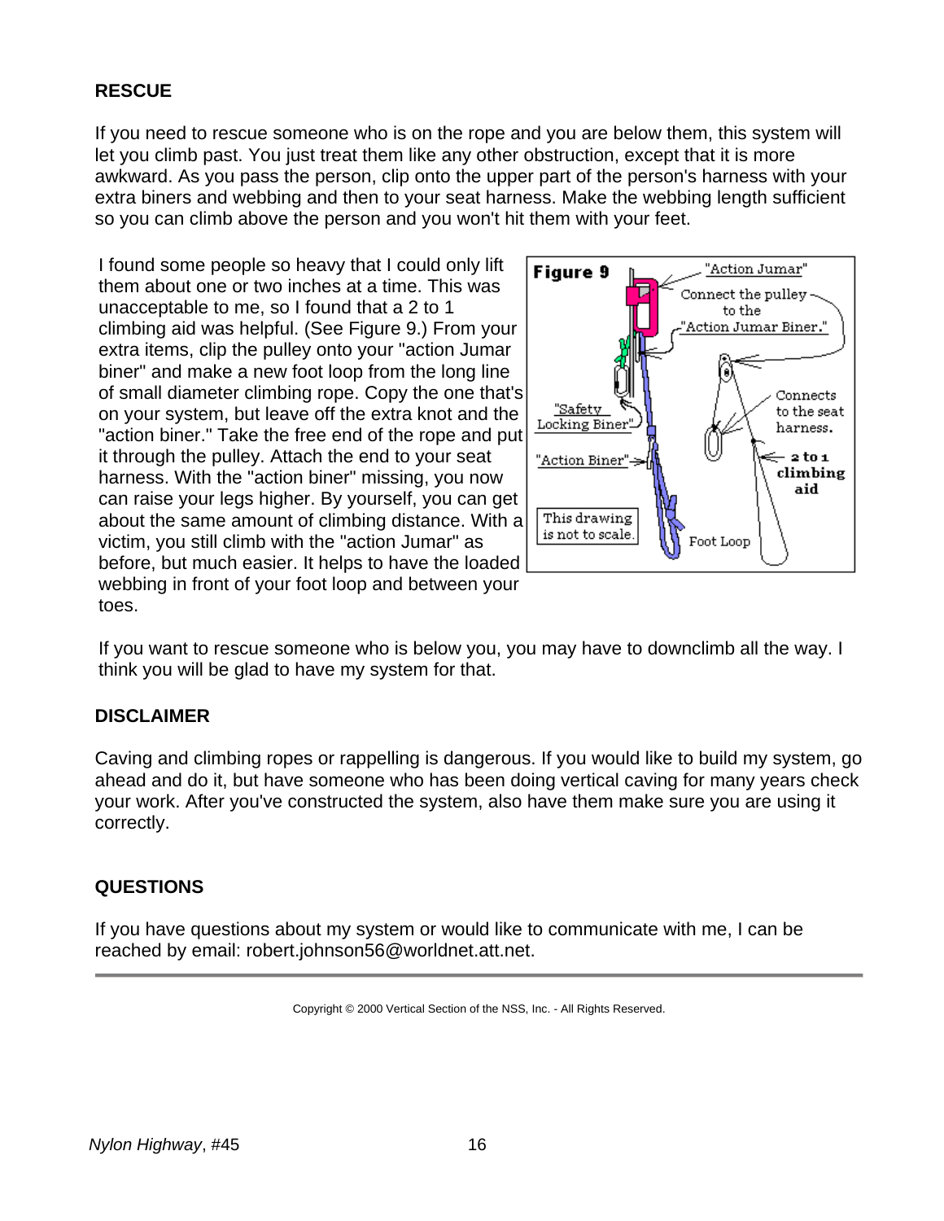## RESCUE

If you need to rescue someone who is on the rope and you are below them, this system will let you climb past. You just treat them like any other obstruction, except that it is more awkward. As you pass the person, clip onto the upper part of the person's harness with your extra biners and webbing and then to your seat harness. Make the webbing length sufficient so you can climb above the person and you won't hit them with your feet.

I found some people so heavy that I could only lift them about one or two inches at a time. This was unacceptable to me, so I found that a 2 to 1 climbing aid was helpful. (See Figure 9.) From your extra items, clip the pulley onto your "action Jumar biner" and make a new foot loop from the long line of small diameter climbing rope. Copy the one that's on your system, but leave off the extra knot and the "action biner." Take the free end of the rope and put it through the pulley. Attach the end to your seat harness. With the "action biner" missing, you now can raise your legs higher. By yourself, you can get about the same amount of climbing distance. With a victim, you still climb with the "action Jumar" as before, but much easier. It helps to have the loaded webbing in front of your foot loop and between your toes.

If you want to rescue someone who is below you, you may have to downclimb all the way. I think you will be glad to have my system for that.

## DISCLAIMER

Caving and climbing ropes or rappelling is dangerous. If you would like to build my system, go ahead and do it, but have someone who has been doing vertical caving for many years check your work. After you've constructed the system, also have them make sure you are using it correctly.

## QUESTIONS

If you have questions about my system or would like to communicate with me, I can be reached by email: robert.johnson56@worldnet.att.net.

Copyright © 2000 Vertical Section of the NSS, Inc. - All Rights Reserved.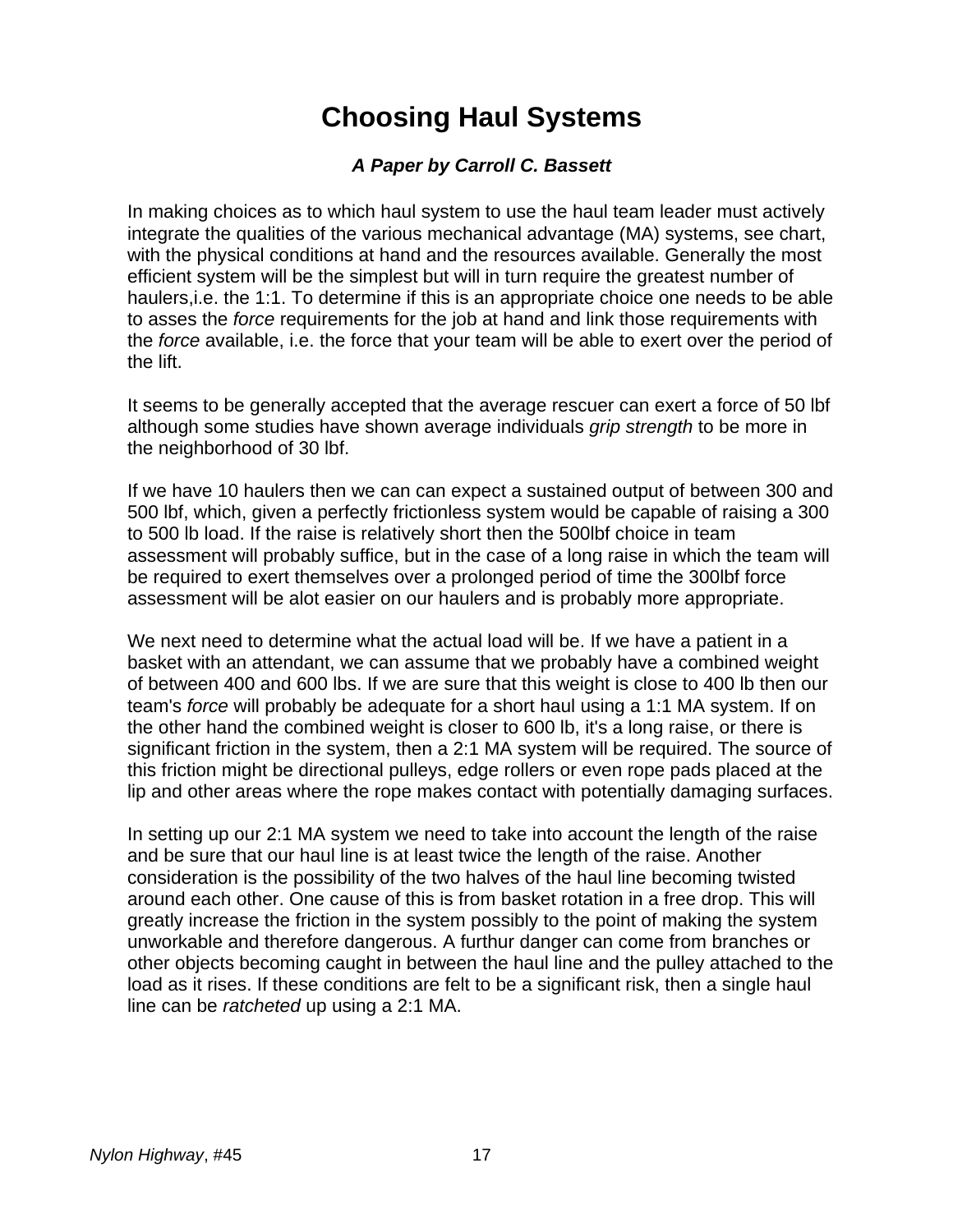# Choosing Haul Systems

***A Paper by Carroll C. Bassett***

In making choices as to which haul system to use the haul team leader must actively integrate the qualities of the various mechanical advantage (MA) systems, see chart, with the physical conditions at hand and the resources available. Generally the most efficient system will be the simplest but will in turn require the greatest number of haulers,i.e. the 1:1. To determine if this is an appropriate choice one needs to be able to asses the *force* requirements for the job at hand and link those requirements with the *force* available, i.e. the force that your team will be able to exert over the period of the lift.

It seems to be generally accepted that the average rescuer can exert a force of 50 lbf although some studies have shown average individuals *grip strength* to be more in the neighborhood of 30 lbf.

If we have 10 haulers then we can can expect a sustained output of between 300 and 500 lbf, which, given a perfectly frictionless system would be capable of raising a 300 to 500 lb load. If the raise is relatively short then the 500lbf choice in team assessment will probably suffice, but in the case of a long raise in which the team will be required to exert themselves over a prolonged period of time the 300lbf force assessment will be alot easier on our haulers and is probably more appropriate.

We next need to determine what the actual load will be. If we have a patient in a basket with an attendant, we can assume that we probably have a combined weight of between 400 and 600 lbs. If we are sure that this weight is close to 400 lb then our team's *force* will probably be adequate for a short haul using a 1:1 MA system. If on the other hand the combined weight is closer to 600 lb, it's a long raise, or there is significant friction in the system, then a 2:1 MA system will be required. The source of this friction might be directional pulleys, edge rollers or even rope pads placed at the lip and other areas where the rope makes contact with potentially damaging surfaces.

In setting up our 2:1 MA system we need to take into account the length of the raise and be sure that our haul line is at least twice the length of the raise. Another consideration is the possibility of the two halves of the haul line becoming twisted around each other. One cause of this is from basket rotation in a free drop. This will greatly increase the friction in the system possibly to the point of making the system unworkable and therefore dangerous. A furthur danger can come from branches or other objects becoming caught in between the haul line and the pulley attached to the load as it rises. If these conditions are felt to be a significant risk, then a single haul line can be *ratcheted* up using a 2:1 MA.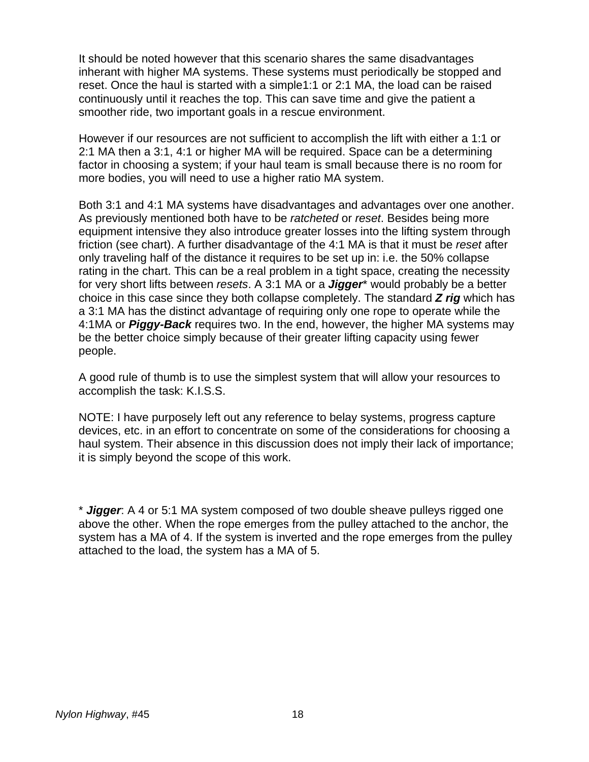It should be noted however that this scenario shares the same disadvantages inherant with higher MA systems. These systems must periodically be stopped and reset. Once the haul is started with a simple1:1 or 2:1 MA, the load can be raised continuously until it reaches the top. This can save time and give the patient a smoother ride, two important goals in a rescue environment.

However if our resources are not sufficient to accomplish the lift with either a 1:1 or 2:1 MA then a 3:1, 4:1 or higher MA will be required. Space can be a determining factor in choosing a system; if your haul team is small because there is no room for more bodies, you will need to use a higher ratio MA system.

Both 3:1 and 4:1 MA systems have disadvantages and advantages over one another. As previously mentioned both have to be *ratcheted* or *reset*. Besides being more equipment intensive they also introduce greater losses into the lifting system through friction (see chart). A further disadvantage of the 4:1 MA is that it must be *reset* after only traveling half of the distance it requires to be set up in: i.e. the 50% collapse rating in the chart. This can be a real problem in a tight space, creating the necessity for very short lifts between *resets*. A 3:1 MA or a ***Jigger**** would probably be a better choice in this case since they both collapse completely. The standard ***Z rig*** which has a 3:1 MA has the distinct advantage of requiring only one rope to operate while the 4:1MA or ***Piggy-Back*** requires two. In the end, however, the higher MA systems may be the better choice simply because of their greater lifting capacity using fewer people.

A good rule of thumb is to use the simplest system that will allow your resources to accomplish the task: K.I.S.S.

NOTE: I have purposely left out any reference to belay systems, progress capture devices, etc. in an effort to concentrate on some of the considerations for choosing a haul system. Their absence in this discussion does not imply their lack of importance; it is simply beyond the scope of this work.

\* ***Jigger***: A 4 or 5:1 MA system composed of two double sheave pulleys rigged one above the other. When the rope emerges from the pulley attached to the anchor, the system has a MA of 4. If the system is inverted and the rope emerges from the pulley attached to the load, the system has a MA of 5.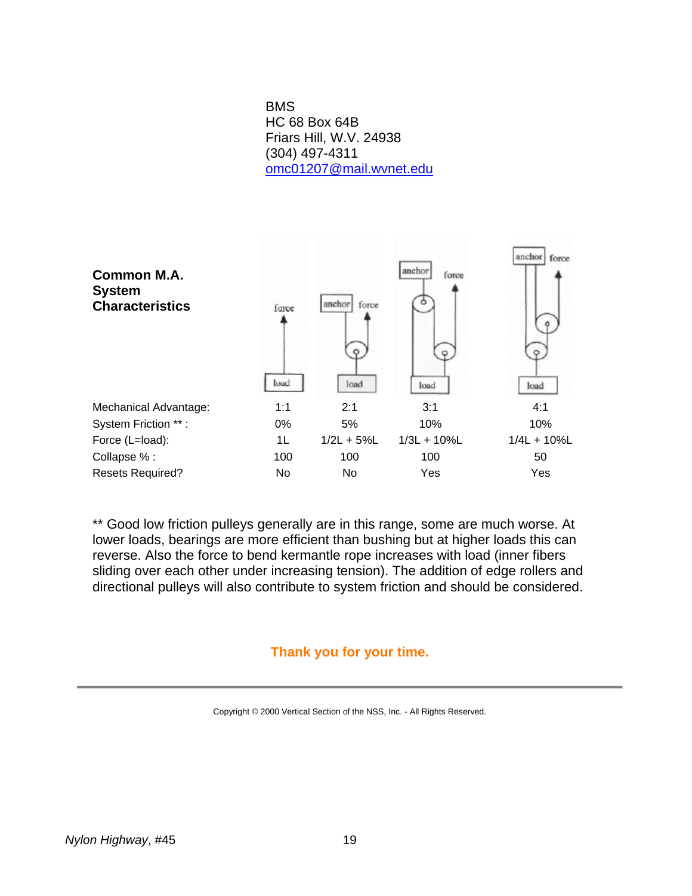BMS
HC 68 Box 64B
Friars Hill, W.V. 24938
(304) 497-4311
omc01207@mail.wvnet.edu

**Common M.A. System Characteristics**

| | | | | |
|---|---|---|---|---|
| Mechanical Advantage: | 1:1 | 2:1 | 3:1 | 4:1 |
| System Friction ** : | 0% | 5% | 10% | 10% |
| Force (L=load): | 1L | 1/2L + 5%L | 1/3L + 10%L | 1/4L + 10%L |
| Collapse % : | 100 | 100 | 100 | 50 |
| Resets Required? | No | No | Yes | Yes |

** Good low friction pulleys generally are in this range, some are much worse. At lower loads, bearings are more efficient than bushing but at higher loads this can reverse. Also the force to bend kermantle rope increases with load (inner fibers sliding over each other under increasing tension). The addition of edge rollers and directional pulleys will also contribute to system friction and should be considered.

**Thank you for your time.**

---

Copyright © 2000 Vertical Section of the NSS, Inc. - All Rights Reserved.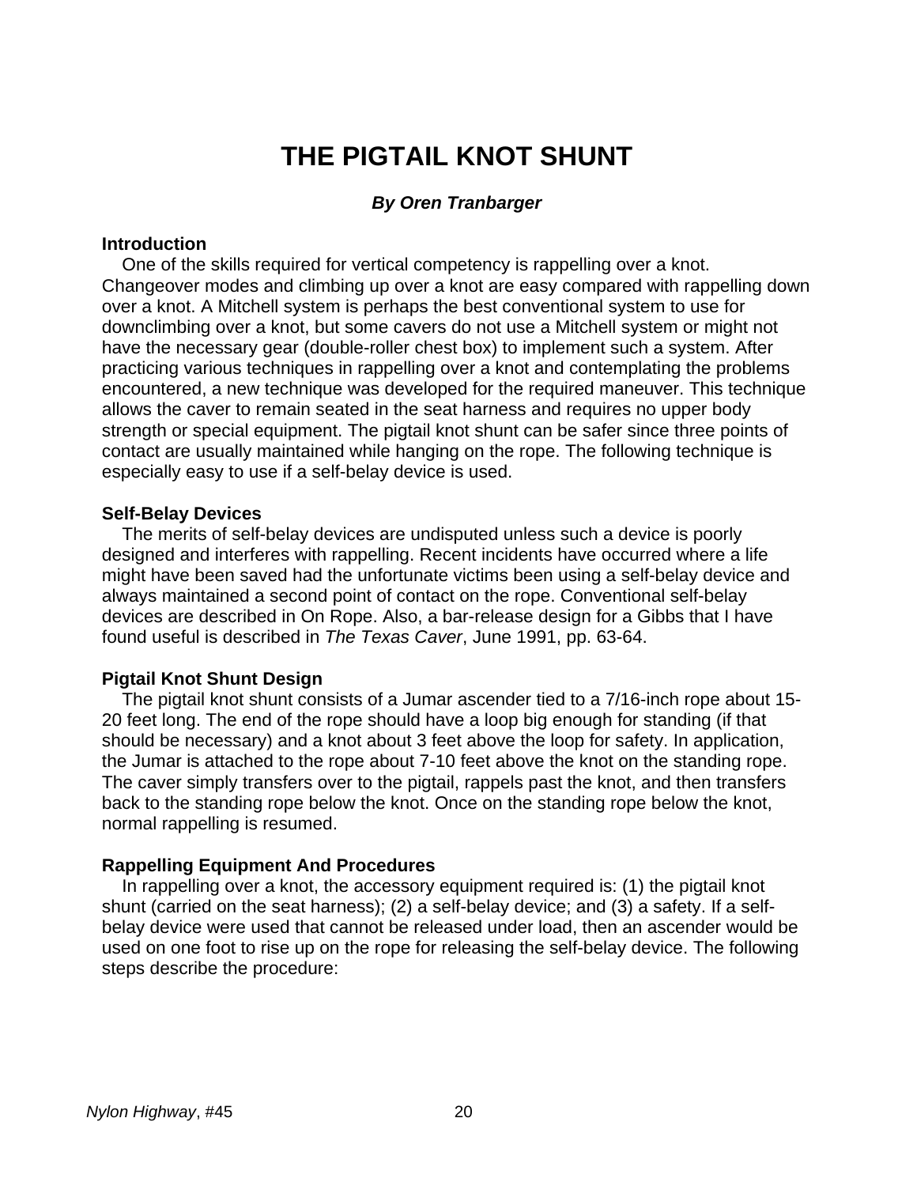# THE PIGTAIL KNOT SHUNT

***By Oren Tranbarger***

**Introduction**

One of the skills required for vertical competency is rappelling over a knot. Changeover modes and climbing up over a knot are easy compared with rappelling down over a knot. A Mitchell system is perhaps the best conventional system to use for downclimbing over a knot, but some cavers do not use a Mitchell system or might not have the necessary gear (double-roller chest box) to implement such a system. After practicing various techniques in rappelling over a knot and contemplating the problems encountered, a new technique was developed for the required maneuver. This technique allows the caver to remain seated in the seat harness and requires no upper body strength or special equipment. The pigtail knot shunt can be safer since three points of contact are usually maintained while hanging on the rope. The following technique is especially easy to use if a self-belay device is used.

**Self-Belay Devices**

The merits of self-belay devices are undisputed unless such a device is poorly designed and interferes with rappelling. Recent incidents have occurred where a life might have been saved had the unfortunate victims been using a self-belay device and always maintained a second point of contact on the rope. Conventional self-belay devices are described in On Rope. Also, a bar-release design for a Gibbs that I have found useful is described in *The Texas Caver*, June 1991, pp. 63-64.

**Pigtail Knot Shunt Design**

The pigtail knot shunt consists of a Jumar ascender tied to a 7/16-inch rope about 15-20 feet long. The end of the rope should have a loop big enough for standing (if that should be necessary) and a knot about 3 feet above the loop for safety. In application, the Jumar is attached to the rope about 7-10 feet above the knot on the standing rope. The caver simply transfers over to the pigtail, rappels past the knot, and then transfers back to the standing rope below the knot. Once on the standing rope below the knot, normal rappelling is resumed.

**Rappelling Equipment And Procedures**

In rappelling over a knot, the accessory equipment required is: (1) the pigtail knot shunt (carried on the seat harness); (2) a self-belay device; and (3) a safety. If a self-belay device were used that cannot be released under load, then an ascender would be used on one foot to rise up on the rope for releasing the self-belay device. The following steps describe the procedure: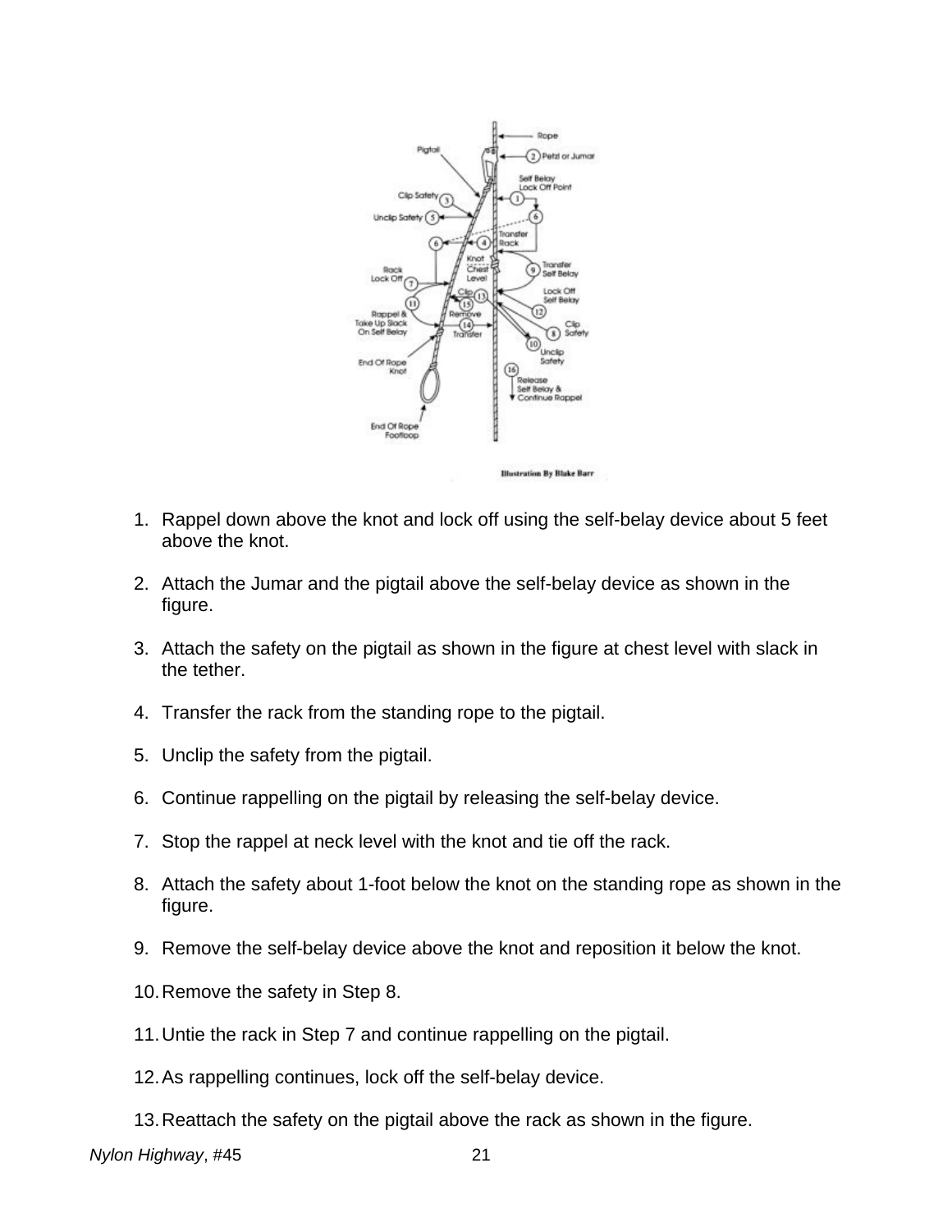1. Rappel down above the knot and lock off using the self-belay device about 5 feet above the knot.

2. Attach the Jumar and the pigtail above the self-belay device as shown in the figure.

3. Attach the safety on the pigtail as shown in the figure at chest level with slack in the tether.

4. Transfer the rack from the standing rope to the pigtail.

5. Unclip the safety from the pigtail.

6. Continue rappelling on the pigtail by releasing the self-belay device.

7. Stop the rappel at neck level with the knot and tie off the rack.

8. Attach the safety about 1-foot below the knot on the standing rope as shown in the figure.

9. Remove the self-belay device above the knot and reposition it below the knot.

10. Remove the safety in Step 8.

11. Untie the rack in Step 7 and continue rappelling on the pigtail.

12. As rappelling continues, lock off the self-belay device.

13. Reattach the safety on the pigtail above the rack as shown in the figure.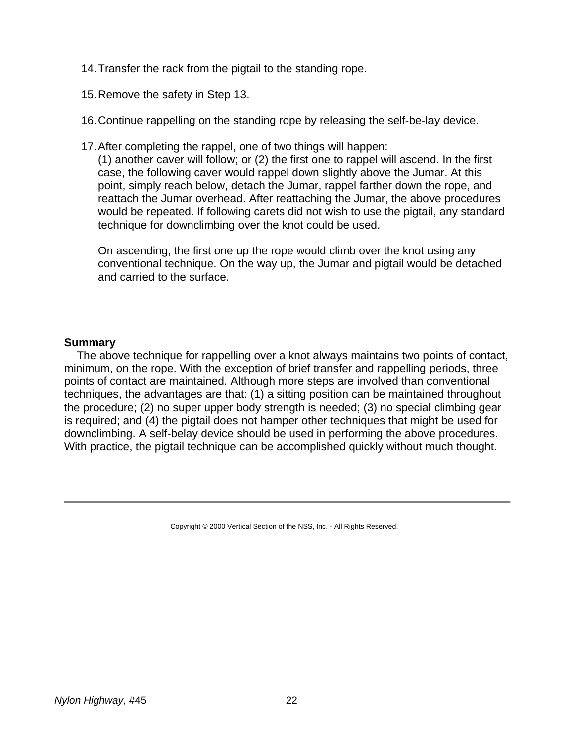14. Transfer the rack from the pigtail to the standing rope.

15. Remove the safety in Step 13.

16. Continue rappelling on the standing rope by releasing the self-be-lay device.

17. After completing the rappel, one of two things will happen:
    (1) another caver will follow; or (2) the first one to rappel will ascend. In the first case, the following caver would rappel down slightly above the Jumar. At this point, simply reach below, detach the Jumar, rappel farther down the rope, and reattach the Jumar overhead. After reattaching the Jumar, the above procedures would be repeated. If following carets did not wish to use the pigtail, any standard technique for downclimbing over the knot could be used.

    On ascending, the first one up the rope would climb over the knot using any conventional technique. On the way up, the Jumar and pigtail would be detached and carried to the surface.

**Summary**

The above technique for rappelling over a knot always maintains two points of contact, minimum, on the rope. With the exception of brief transfer and rappelling periods, three points of contact are maintained. Although more steps are involved than conventional techniques, the advantages are that: (1) a sitting position can be maintained throughout the procedure; (2) no super upper body strength is needed; (3) no special climbing gear is required; and (4) the pigtail does not hamper other techniques that might be used for downclimbing. A self-belay device should be used in performing the above procedures. With practice, the pigtail technique can be accomplished quickly without much thought.

---

Copyright © 2000 Vertical Section of the NSS, Inc. - All Rights Reserved.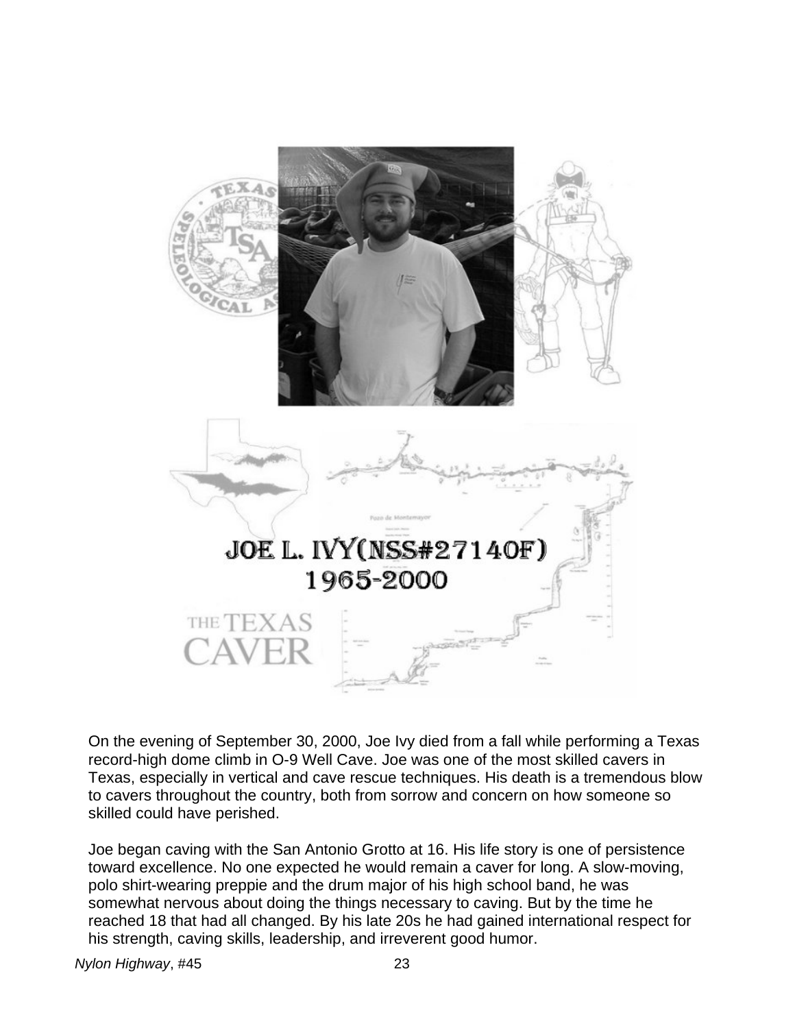# JOE L. IVY(NSS#27140F)

## 1965-2000

On the evening of September 30, 2000, Joe Ivy died from a fall while performing a Texas record-high dome climb in O-9 Well Cave. Joe was one of the most skilled cavers in Texas, especially in vertical and cave rescue techniques. His death is a tremendous blow to cavers throughout the country, both from sorrow and concern on how someone so skilled could have perished.

Joe began caving with the San Antonio Grotto at 16. His life story is one of persistence toward excellence. No one expected he would remain a caver for long. A slow-moving, polo shirt-wearing preppie and the drum major of his high school band, he was somewhat nervous about doing the things necessary to caving. But by the time he reached 18 that had all changed. By his late 20s he had gained international respect for his strength, caving skills, leadership, and irreverent good humor.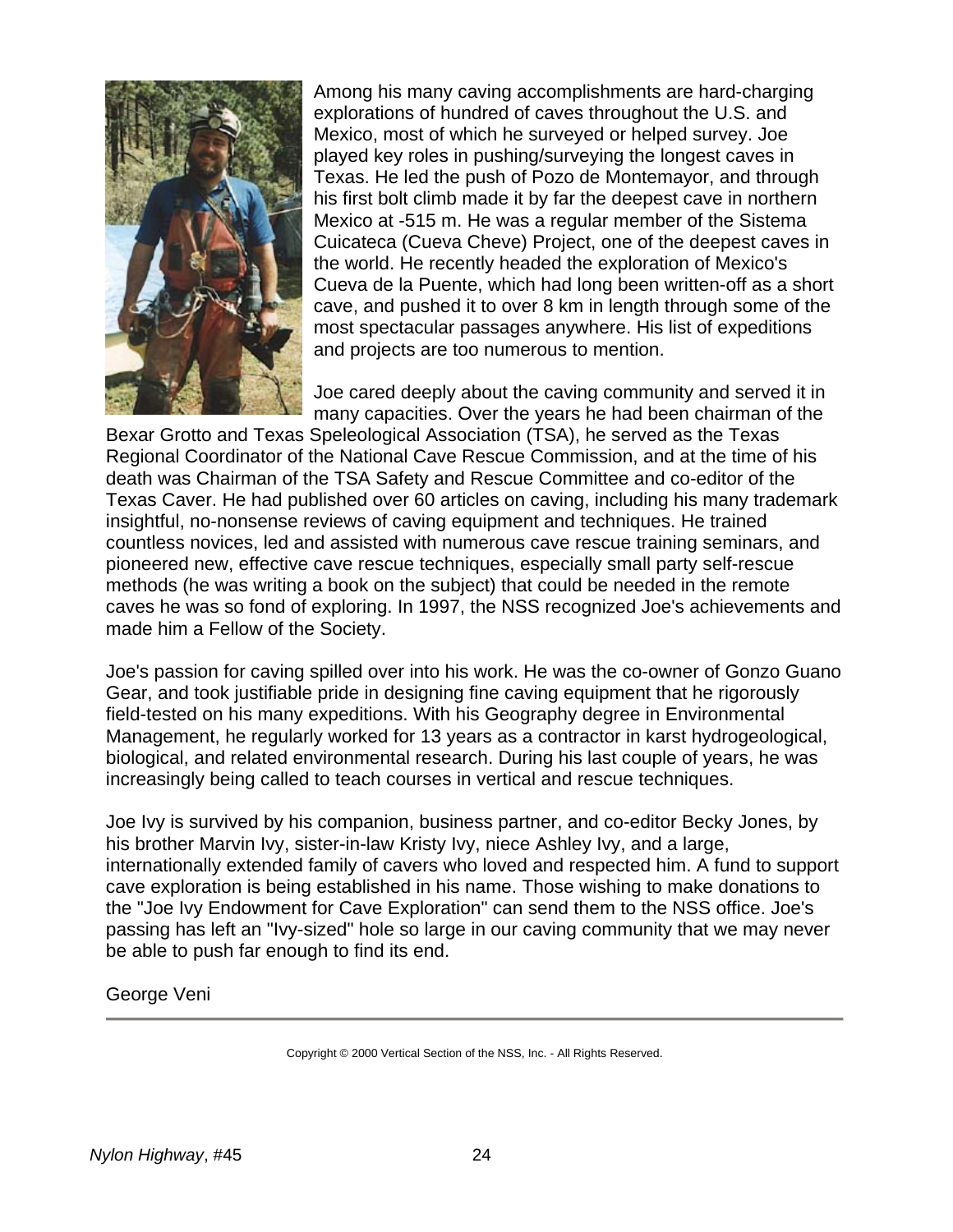Among his many caving accomplishments are hard-charging explorations of hundred of caves throughout the U.S. and Mexico, most of which he surveyed or helped survey. Joe played key roles in pushing/surveying the longest caves in Texas. He led the push of Pozo de Montemayor, and through his first bolt climb made it by far the deepest cave in northern Mexico at -515 m. He was a regular member of the Sistema Cuicateca (Cueva Cheve) Project, one of the deepest caves in the world. He recently headed the exploration of Mexico's Cueva de la Puente, which had long been written-off as a short cave, and pushed it to over 8 km in length through some of the most spectacular passages anywhere. His list of expeditions and projects are too numerous to mention.

Joe cared deeply about the caving community and served it in many capacities. Over the years he had been chairman of the Bexar Grotto and Texas Speleological Association (TSA), he served as the Texas Regional Coordinator of the National Cave Rescue Commission, and at the time of his death was Chairman of the TSA Safety and Rescue Committee and co-editor of the Texas Caver. He had published over 60 articles on caving, including his many trademark insightful, no-nonsense reviews of caving equipment and techniques. He trained countless novices, led and assisted with numerous cave rescue training seminars, and pioneered new, effective cave rescue techniques, especially small party self-rescue methods (he was writing a book on the subject) that could be needed in the remote caves he was so fond of exploring. In 1997, the NSS recognized Joe's achievements and made him a Fellow of the Society.

Joe's passion for caving spilled over into his work. He was the co-owner of Gonzo Guano Gear, and took justifiable pride in designing fine caving equipment that he rigorously field-tested on his many expeditions. With his Geography degree in Environmental Management, he regularly worked for 13 years as a contractor in karst hydrogeological, biological, and related environmental research. During his last couple of years, he was increasingly being called to teach courses in vertical and rescue techniques.

Joe Ivy is survived by his companion, business partner, and co-editor Becky Jones, by his brother Marvin Ivy, sister-in-law Kristy Ivy, niece Ashley Ivy, and a large, internationally extended family of cavers who loved and respected him. A fund to support cave exploration is being established in his name. Those wishing to make donations to the "Joe Ivy Endowment for Cave Exploration" can send them to the NSS office. Joe's passing has left an "Ivy-sized" hole so large in our caving community that we may never be able to push far enough to find its end.

George Veni

---

Copyright © 2000 Vertical Section of the NSS, Inc. - All Rights Reserved.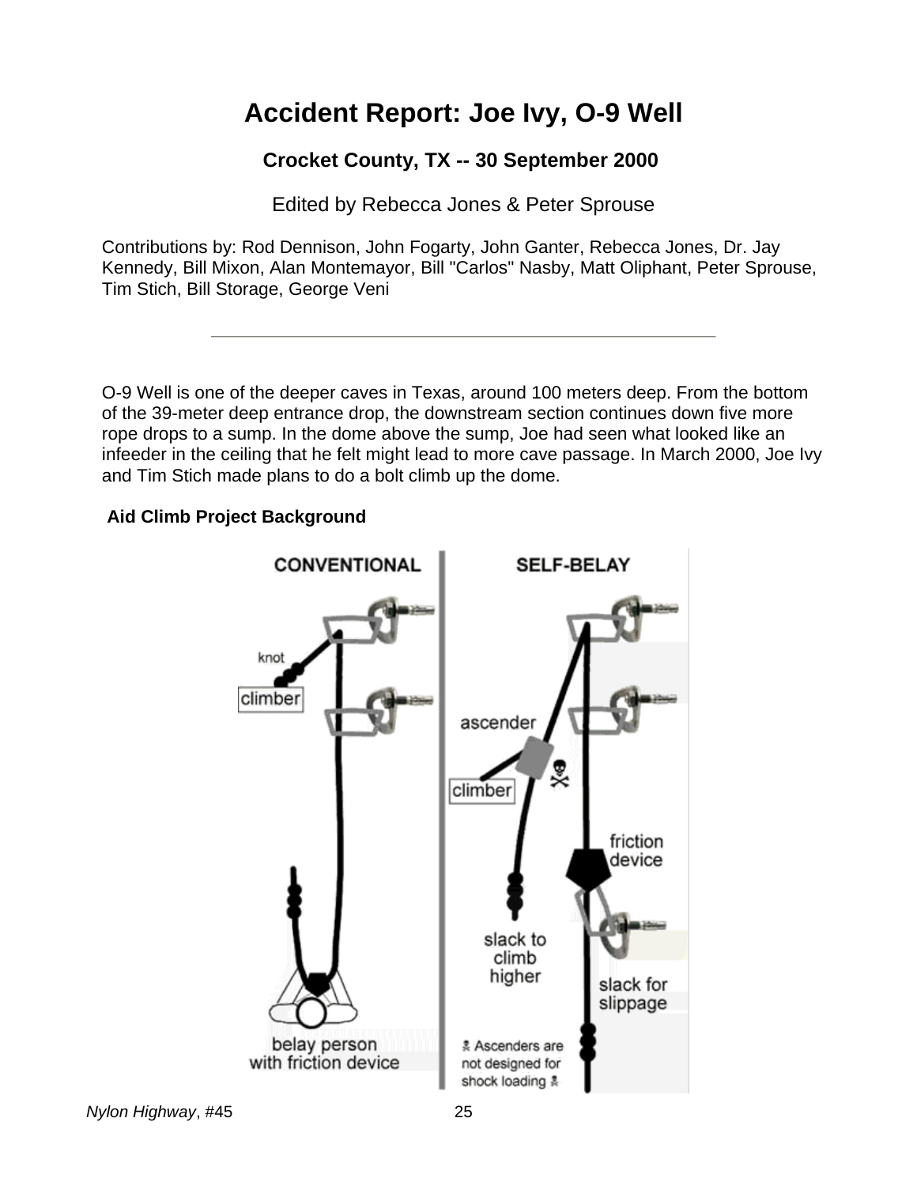# Accident Report: Joe Ivy, O-9 Well

### Crocket County, TX -- 30 September 2000

Edited by Rebecca Jones & Peter Sprouse

Contributions by: Rod Dennison, John Fogarty, John Ganter, Rebecca Jones, Dr. Jay Kennedy, Bill Mixon, Alan Montemayor, Bill "Carlos" Nasby, Matt Oliphant, Peter Sprouse, Tim Stich, Bill Storage, George Veni

---

O-9 Well is one of the deeper caves in Texas, around 100 meters deep. From the bottom of the 39-meter deep entrance drop, the downstream section continues down five more rope drops to a sump. In the dome above the sump, Joe had seen what looked like an infeeder in the ceiling that he felt might lead to more cave passage. In March 2000, Joe Ivy and Tim Stich made plans to do a bolt climb up the dome.

**Aid Climb Project Background**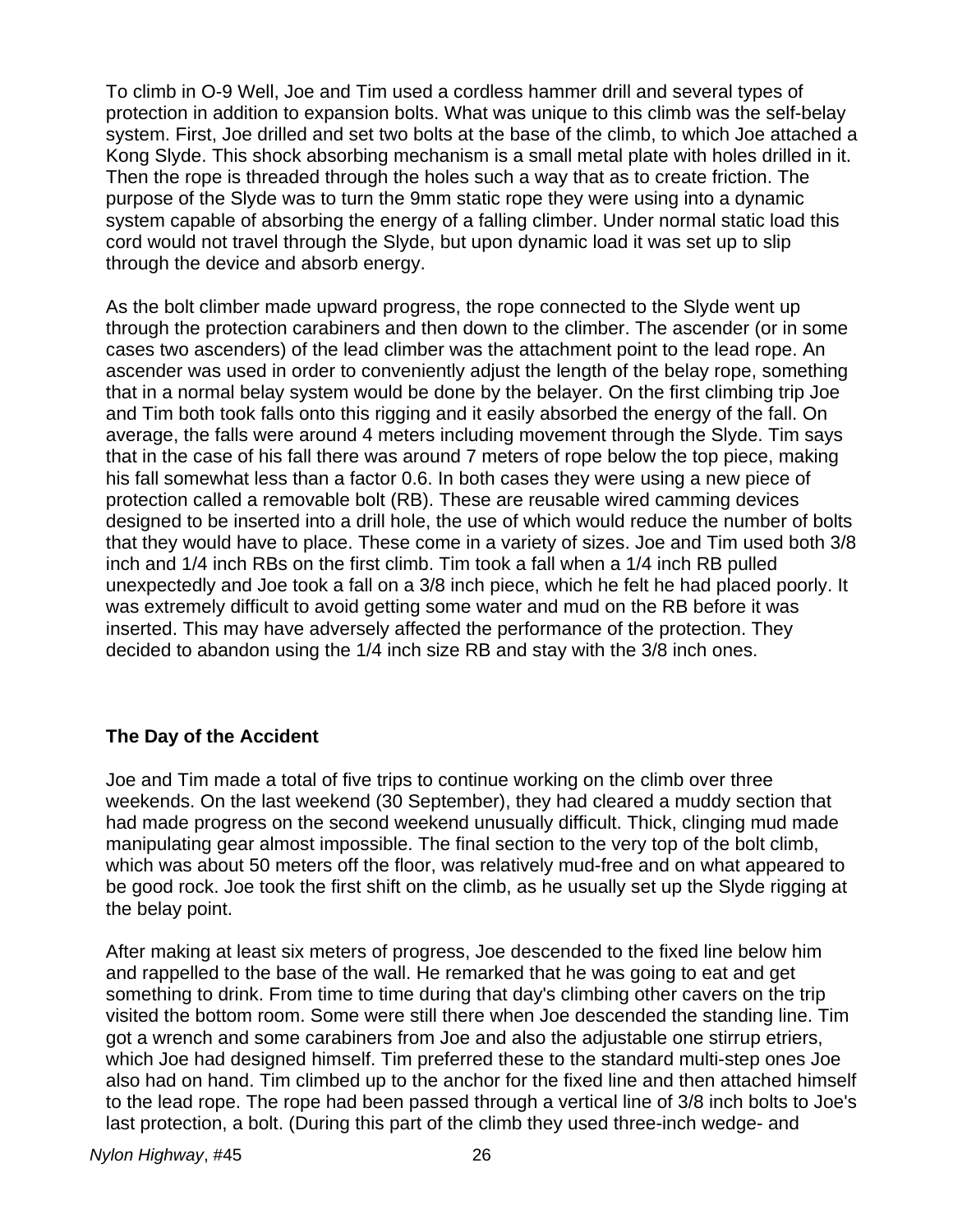To climb in O-9 Well, Joe and Tim used a cordless hammer drill and several types of protection in addition to expansion bolts. What was unique to this climb was the self-belay system. First, Joe drilled and set two bolts at the base of the climb, to which Joe attached a Kong Slyde. This shock absorbing mechanism is a small metal plate with holes drilled in it. Then the rope is threaded through the holes such a way that as to create friction. The purpose of the Slyde was to turn the 9mm static rope they were using into a dynamic system capable of absorbing the energy of a falling climber. Under normal static load this cord would not travel through the Slyde, but upon dynamic load it was set up to slip through the device and absorb energy.

As the bolt climber made upward progress, the rope connected to the Slyde went up through the protection carabiners and then down to the climber. The ascender (or in some cases two ascenders) of the lead climber was the attachment point to the lead rope. An ascender was used in order to conveniently adjust the length of the belay rope, something that in a normal belay system would be done by the belayer. On the first climbing trip Joe and Tim both took falls onto this rigging and it easily absorbed the energy of the fall. On average, the falls were around 4 meters including movement through the Slyde. Tim says that in the case of his fall there was around 7 meters of rope below the top piece, making his fall somewhat less than a factor 0.6. In both cases they were using a new piece of protection called a removable bolt (RB). These are reusable wired camming devices designed to be inserted into a drill hole, the use of which would reduce the number of bolts that they would have to place. These come in a variety of sizes. Joe and Tim used both 3/8 inch and 1/4 inch RBs on the first climb. Tim took a fall when a 1/4 inch RB pulled unexpectedly and Joe took a fall on a 3/8 inch piece, which he felt he had placed poorly. It was extremely difficult to avoid getting some water and mud on the RB before it was inserted. This may have adversely affected the performance of the protection. They decided to abandon using the 1/4 inch size RB and stay with the 3/8 inch ones.

## The Day of the Accident

Joe and Tim made a total of five trips to continue working on the climb over three weekends. On the last weekend (30 September), they had cleared a muddy section that had made progress on the second weekend unusually difficult. Thick, clinging mud made manipulating gear almost impossible. The final section to the very top of the bolt climb, which was about 50 meters off the floor, was relatively mud-free and on what appeared to be good rock. Joe took the first shift on the climb, as he usually set up the Slyde rigging at the belay point.

After making at least six meters of progress, Joe descended to the fixed line below him and rappelled to the base of the wall. He remarked that he was going to eat and get something to drink. From time to time during that day's climbing other cavers on the trip visited the bottom room. Some were still there when Joe descended the standing line. Tim got a wrench and some carabiners from Joe and also the adjustable one stirrup etriers, which Joe had designed himself. Tim preferred these to the standard multi-step ones Joe also had on hand. Tim climbed up to the anchor for the fixed line and then attached himself to the lead rope. The rope had been passed through a vertical line of 3/8 inch bolts to Joe's last protection, a bolt. (During this part of the climb they used three-inch wedge- and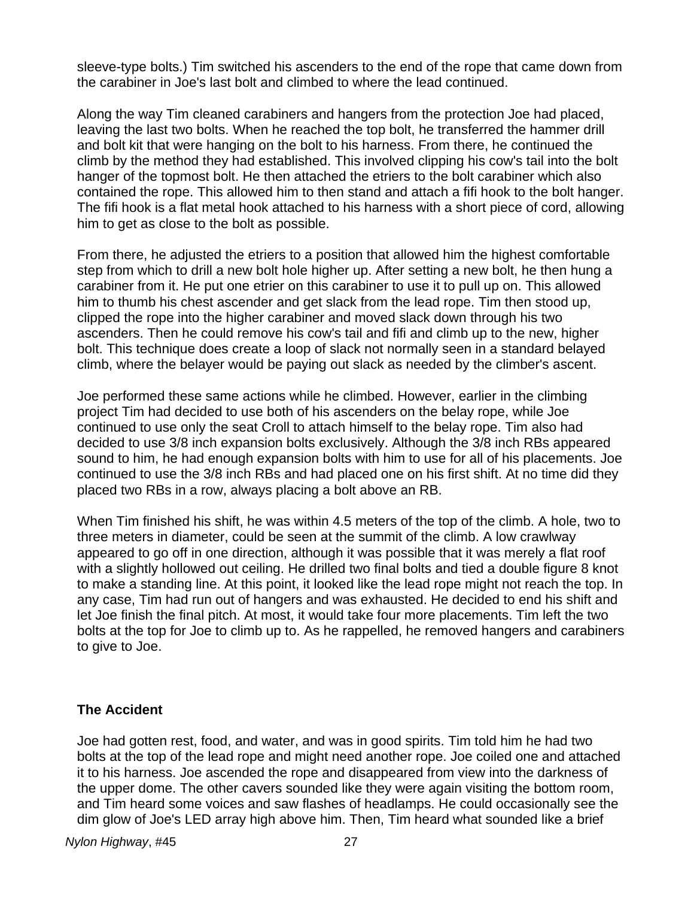sleeve-type bolts.) Tim switched his ascenders to the end of the rope that came down from the carabiner in Joe's last bolt and climbed to where the lead continued.

Along the way Tim cleaned carabiners and hangers from the protection Joe had placed, leaving the last two bolts. When he reached the top bolt, he transferred the hammer drill and bolt kit that were hanging on the bolt to his harness. From there, he continued the climb by the method they had established. This involved clipping his cow's tail into the bolt hanger of the topmost bolt. He then attached the etriers to the bolt carabiner which also contained the rope. This allowed him to then stand and attach a fifi hook to the bolt hanger. The fifi hook is a flat metal hook attached to his harness with a short piece of cord, allowing him to get as close to the bolt as possible.

From there, he adjusted the etriers to a position that allowed him the highest comfortable step from which to drill a new bolt hole higher up. After setting a new bolt, he then hung a carabiner from it. He put one etrier on this carabiner to use it to pull up on. This allowed him to thumb his chest ascender and get slack from the lead rope. Tim then stood up, clipped the rope into the higher carabiner and moved slack down through his two ascenders. Then he could remove his cow's tail and fifi and climb up to the new, higher bolt. This technique does create a loop of slack not normally seen in a standard belayed climb, where the belayer would be paying out slack as needed by the climber's ascent.

Joe performed these same actions while he climbed. However, earlier in the climbing project Tim had decided to use both of his ascenders on the belay rope, while Joe continued to use only the seat Croll to attach himself to the belay rope. Tim also had decided to use 3/8 inch expansion bolts exclusively. Although the 3/8 inch RBs appeared sound to him, he had enough expansion bolts with him to use for all of his placements. Joe continued to use the 3/8 inch RBs and had placed one on his first shift. At no time did they placed two RBs in a row, always placing a bolt above an RB.

When Tim finished his shift, he was within 4.5 meters of the top of the climb. A hole, two to three meters in diameter, could be seen at the summit of the climb. A low crawlway appeared to go off in one direction, although it was possible that it was merely a flat roof with a slightly hollowed out ceiling. He drilled two final bolts and tied a double figure 8 knot to make a standing line. At this point, it looked like the lead rope might not reach the top. In any case, Tim had run out of hangers and was exhausted. He decided to end his shift and let Joe finish the final pitch. At most, it would take four more placements. Tim left the two bolts at the top for Joe to climb up to. As he rappelled, he removed hangers and carabiners to give to Joe.

### The Accident

Joe had gotten rest, food, and water, and was in good spirits. Tim told him he had two bolts at the top of the lead rope and might need another rope. Joe coiled one and attached it to his harness. Joe ascended the rope and disappeared from view into the darkness of the upper dome. The other cavers sounded like they were again visiting the bottom room, and Tim heard some voices and saw flashes of headlamps. He could occasionally see the dim glow of Joe's LED array high above him. Then, Tim heard what sounded like a brief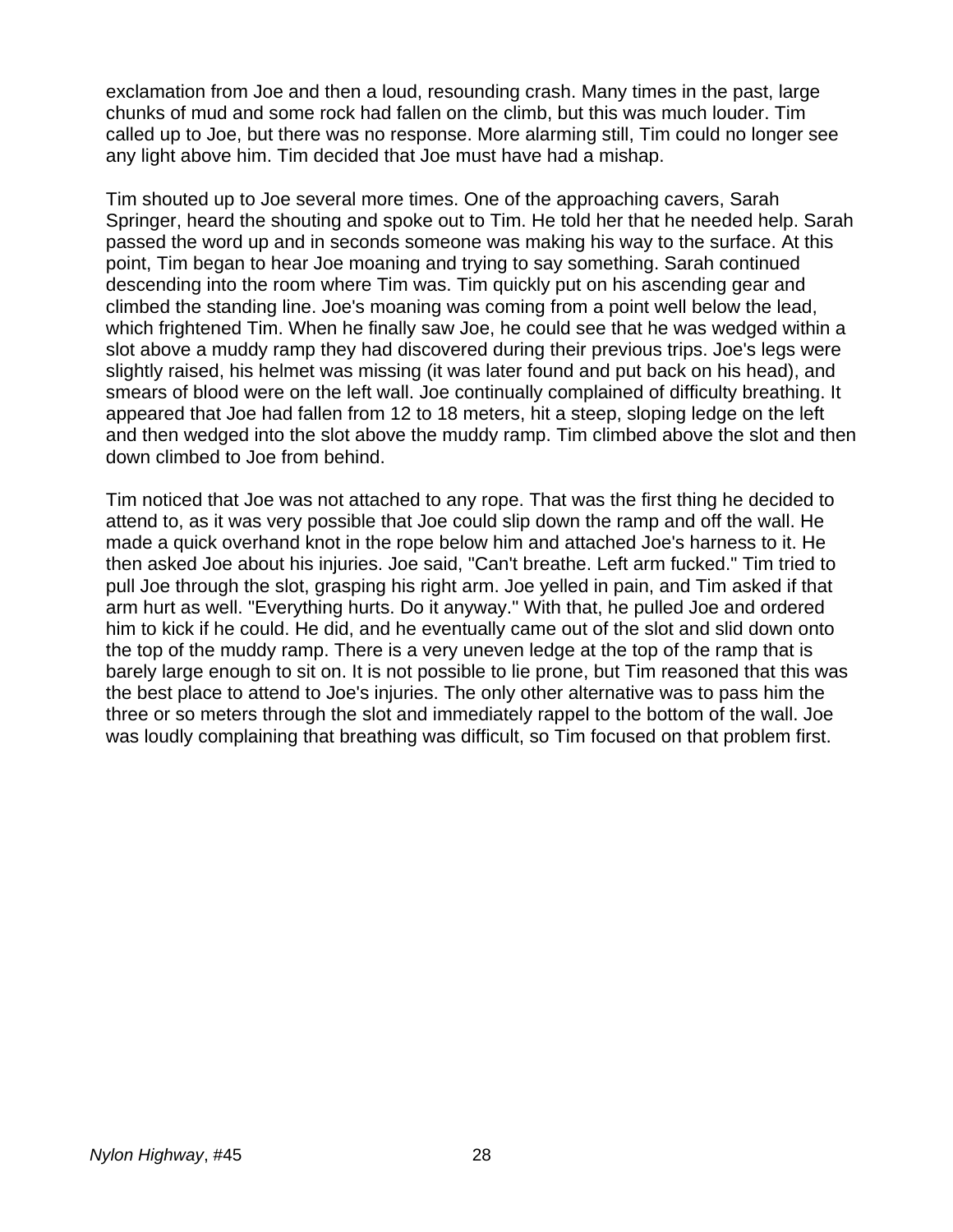exclamation from Joe and then a loud, resounding crash. Many times in the past, large chunks of mud and some rock had fallen on the climb, but this was much louder. Tim called up to Joe, but there was no response. More alarming still, Tim could no longer see any light above him. Tim decided that Joe must have had a mishap.

Tim shouted up to Joe several more times. One of the approaching cavers, Sarah Springer, heard the shouting and spoke out to Tim. He told her that he needed help. Sarah passed the word up and in seconds someone was making his way to the surface. At this point, Tim began to hear Joe moaning and trying to say something. Sarah continued descending into the room where Tim was. Tim quickly put on his ascending gear and climbed the standing line. Joe's moaning was coming from a point well below the lead, which frightened Tim. When he finally saw Joe, he could see that he was wedged within a slot above a muddy ramp they had discovered during their previous trips. Joe's legs were slightly raised, his helmet was missing (it was later found and put back on his head), and smears of blood were on the left wall. Joe continually complained of difficulty breathing. It appeared that Joe had fallen from 12 to 18 meters, hit a steep, sloping ledge on the left and then wedged into the slot above the muddy ramp. Tim climbed above the slot and then down climbed to Joe from behind.

Tim noticed that Joe was not attached to any rope. That was the first thing he decided to attend to, as it was very possible that Joe could slip down the ramp and off the wall. He made a quick overhand knot in the rope below him and attached Joe's harness to it. He then asked Joe about his injuries. Joe said, "Can't breathe. Left arm fucked." Tim tried to pull Joe through the slot, grasping his right arm. Joe yelled in pain, and Tim asked if that arm hurt as well. "Everything hurts. Do it anyway." With that, he pulled Joe and ordered him to kick if he could. He did, and he eventually came out of the slot and slid down onto the top of the muddy ramp. There is a very uneven ledge at the top of the ramp that is barely large enough to sit on. It is not possible to lie prone, but Tim reasoned that this was the best place to attend to Joe's injuries. The only other alternative was to pass him the three or so meters through the slot and immediately rappel to the bottom of the wall. Joe was loudly complaining that breathing was difficult, so Tim focused on that problem first.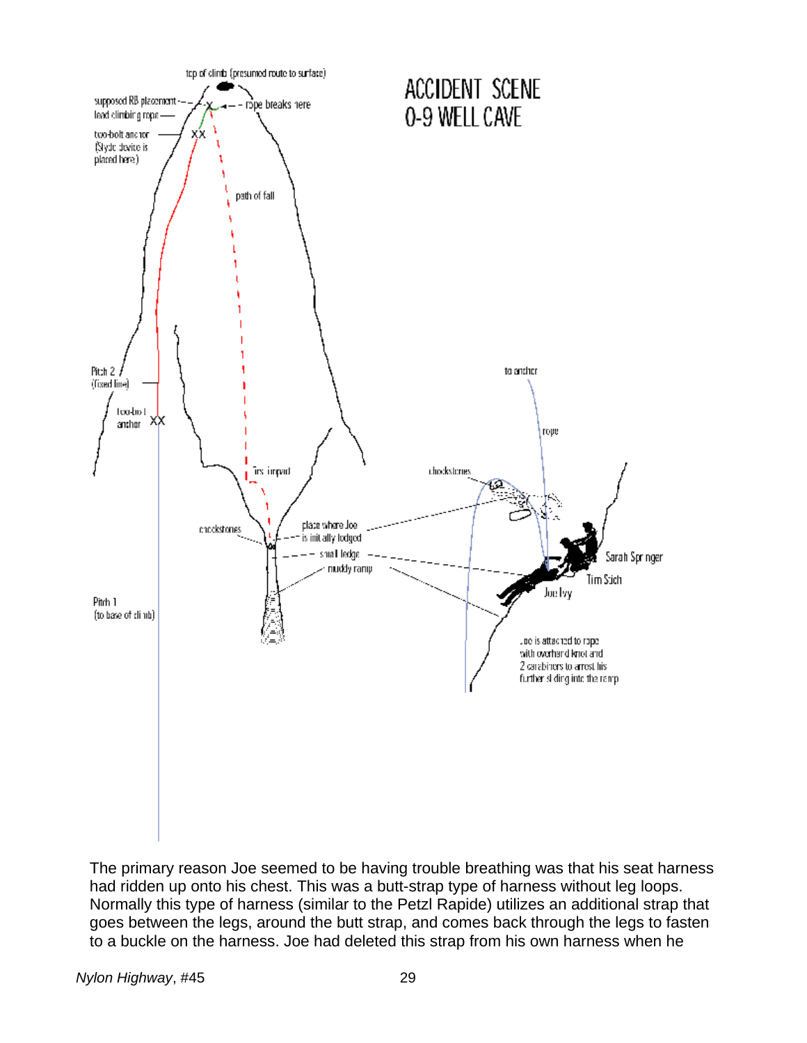The primary reason Joe seemed to be having trouble breathing was that his seat harness had ridden up onto his chest. This was a butt-strap type of harness without leg loops. Normally this type of harness (similar to the Petzl Rapide) utilizes an additional strap that goes between the legs, around the butt strap, and comes back through the legs to fasten to a buckle on the harness. Joe had deleted this strap from his own harness when he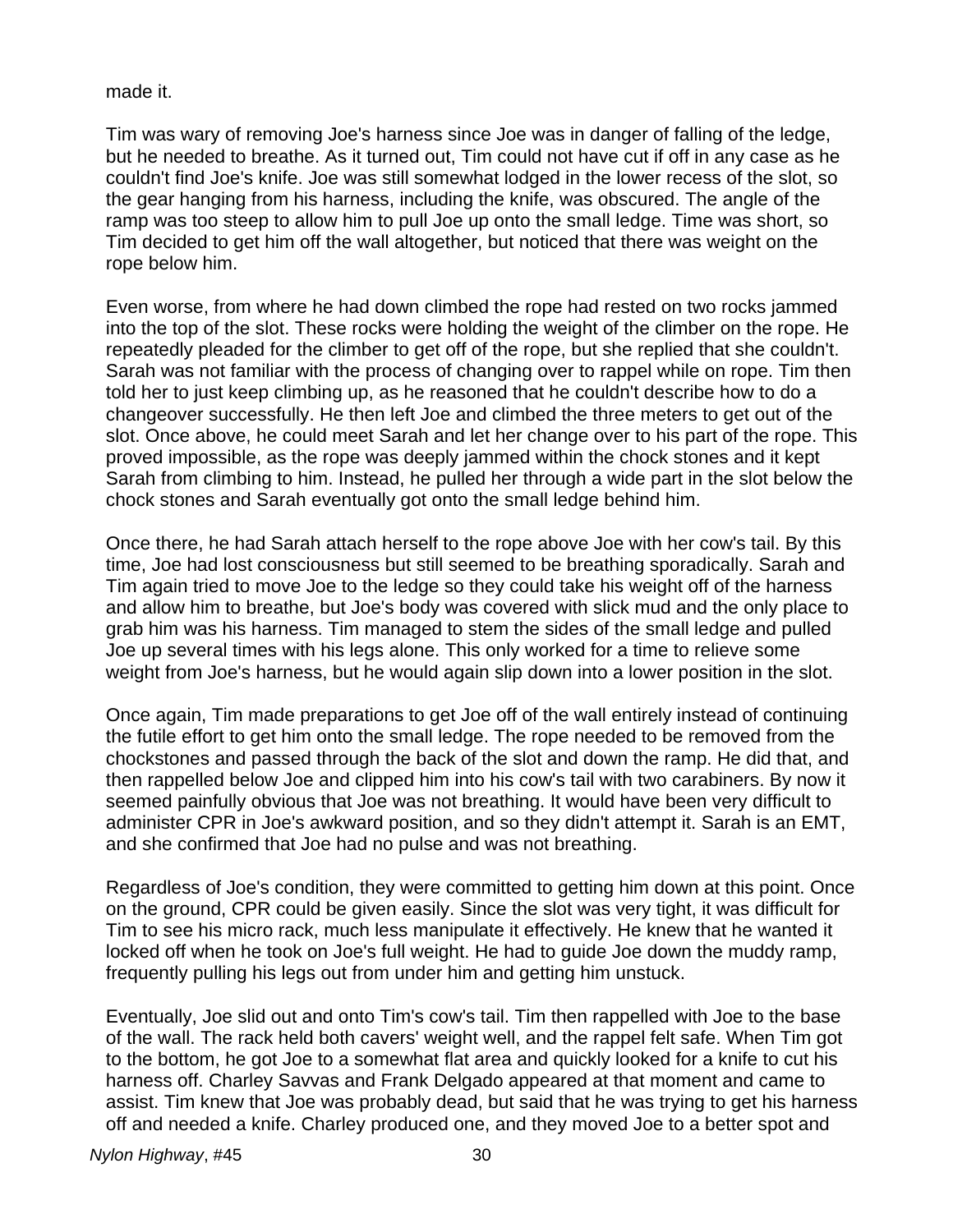made it.

Tim was wary of removing Joe's harness since Joe was in danger of falling of the ledge, but he needed to breathe. As it turned out, Tim could not have cut if off in any case as he couldn't find Joe's knife. Joe was still somewhat lodged in the lower recess of the slot, so the gear hanging from his harness, including the knife, was obscured. The angle of the ramp was too steep to allow him to pull Joe up onto the small ledge. Time was short, so Tim decided to get him off the wall altogether, but noticed that there was weight on the rope below him.

Even worse, from where he had down climbed the rope had rested on two rocks jammed into the top of the slot. These rocks were holding the weight of the climber on the rope. He repeatedly pleaded for the climber to get off of the rope, but she replied that she couldn't. Sarah was not familiar with the process of changing over to rappel while on rope. Tim then told her to just keep climbing up, as he reasoned that he couldn't describe how to do a changeover successfully. He then left Joe and climbed the three meters to get out of the slot. Once above, he could meet Sarah and let her change over to his part of the rope. This proved impossible, as the rope was deeply jammed within the chock stones and it kept Sarah from climbing to him. Instead, he pulled her through a wide part in the slot below the chock stones and Sarah eventually got onto the small ledge behind him.

Once there, he had Sarah attach herself to the rope above Joe with her cow's tail. By this time, Joe had lost consciousness but still seemed to be breathing sporadically. Sarah and Tim again tried to move Joe to the ledge so they could take his weight off of the harness and allow him to breathe, but Joe's body was covered with slick mud and the only place to grab him was his harness. Tim managed to stem the sides of the small ledge and pulled Joe up several times with his legs alone. This only worked for a time to relieve some weight from Joe's harness, but he would again slip down into a lower position in the slot.

Once again, Tim made preparations to get Joe off of the wall entirely instead of continuing the futile effort to get him onto the small ledge. The rope needed to be removed from the chockstones and passed through the back of the slot and down the ramp. He did that, and then rappelled below Joe and clipped him into his cow's tail with two carabiners. By now it seemed painfully obvious that Joe was not breathing. It would have been very difficult to administer CPR in Joe's awkward position, and so they didn't attempt it. Sarah is an EMT, and she confirmed that Joe had no pulse and was not breathing.

Regardless of Joe's condition, they were committed to getting him down at this point. Once on the ground, CPR could be given easily. Since the slot was very tight, it was difficult for Tim to see his micro rack, much less manipulate it effectively. He knew that he wanted it locked off when he took on Joe's full weight. He had to guide Joe down the muddy ramp, frequently pulling his legs out from under him and getting him unstuck.

Eventually, Joe slid out and onto Tim's cow's tail. Tim then rappelled with Joe to the base of the wall. The rack held both cavers' weight well, and the rappel felt safe. When Tim got to the bottom, he got Joe to a somewhat flat area and quickly looked for a knife to cut his harness off. Charley Savvas and Frank Delgado appeared at that moment and came to assist. Tim knew that Joe was probably dead, but said that he was trying to get his harness off and needed a knife. Charley produced one, and they moved Joe to a better spot and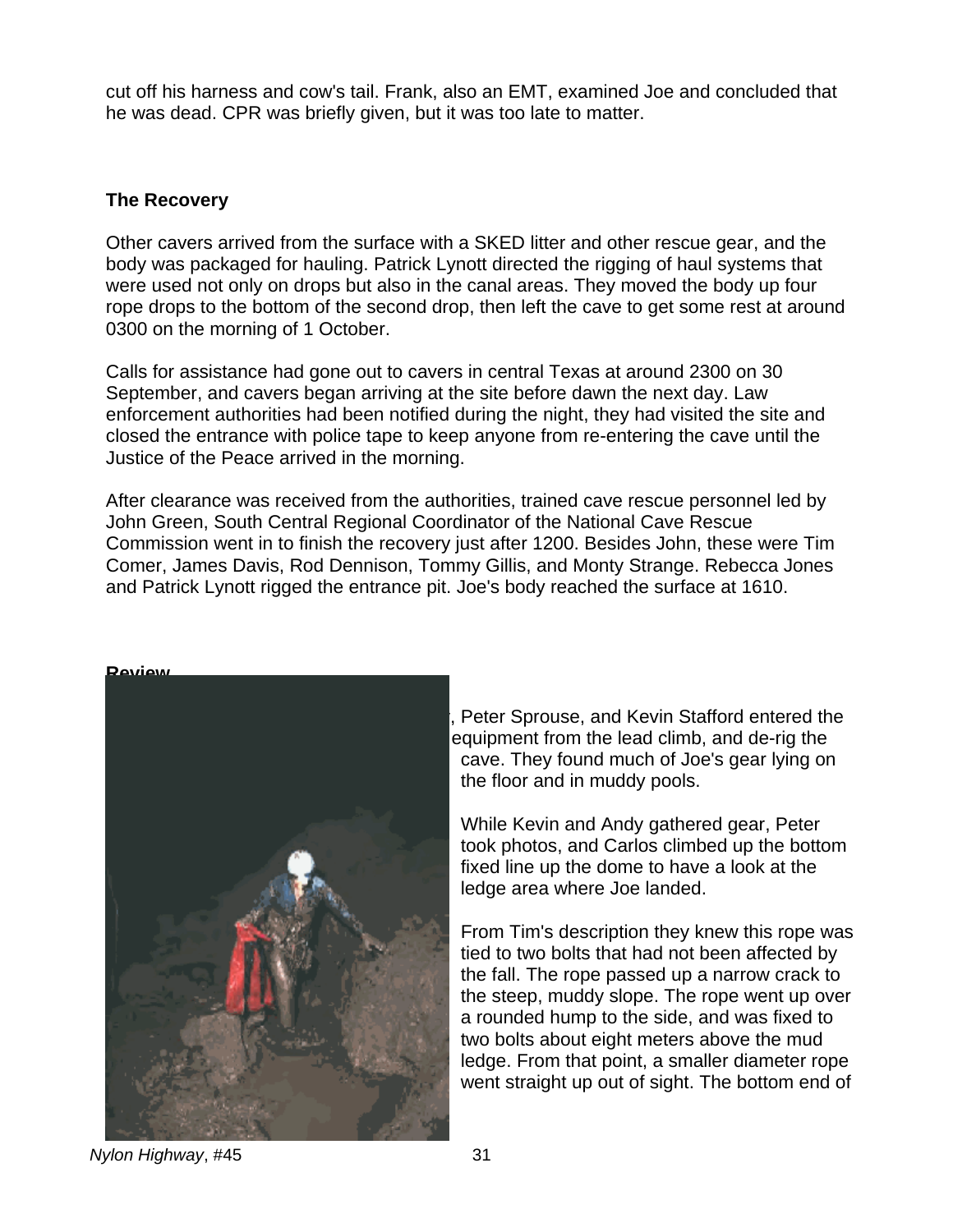cut off his harness and cow's tail. Frank, also an EMT, examined Joe and concluded that he was dead. CPR was briefly given, but it was too late to matter.

### The Recovery

Other cavers arrived from the surface with a SKED litter and other rescue gear, and the body was packaged for hauling. Patrick Lynott directed the rigging of haul systems that were used not only on drops but also in the canal areas. They moved the body up four rope drops to the bottom of the second drop, then left the cave to get some rest at around 0300 on the morning of 1 October.

Calls for assistance had gone out to cavers in central Texas at around 2300 on 30 September, and cavers began arriving at the site before dawn the next day. Law enforcement authorities had been notified during the night, they had visited the site and closed the entrance with police tape to keep anyone from re-entering the cave until the Justice of the Peace arrived in the morning.

After clearance was received from the authorities, trained cave rescue personnel led by John Green, South Central Regional Coordinator of the National Cave Rescue Commission went in to finish the recovery just after 1200. Besides John, these were Tim Comer, James Davis, Rod Dennison, Tommy Gillis, and Monty Strange. Rebecca Jones and Patrick Lynott rigged the entrance pit. Joe's body reached the surface at 1610.

### Review

, Peter Sprouse, and Kevin Stafford entered the equipment from the lead climb, and de-rig the cave. They found much of Joe's gear lying on the floor and in muddy pools.

While Kevin and Andy gathered gear, Peter took photos, and Carlos climbed up the bottom fixed line up the dome to have a look at the ledge area where Joe landed.

From Tim's description they knew this rope was tied to two bolts that had not been affected by the fall. The rope passed up a narrow crack to the steep, muddy slope. The rope went up over a rounded hump to the side, and was fixed to two bolts about eight meters above the mud ledge. From that point, a smaller diameter rope went straight up out of sight. The bottom end of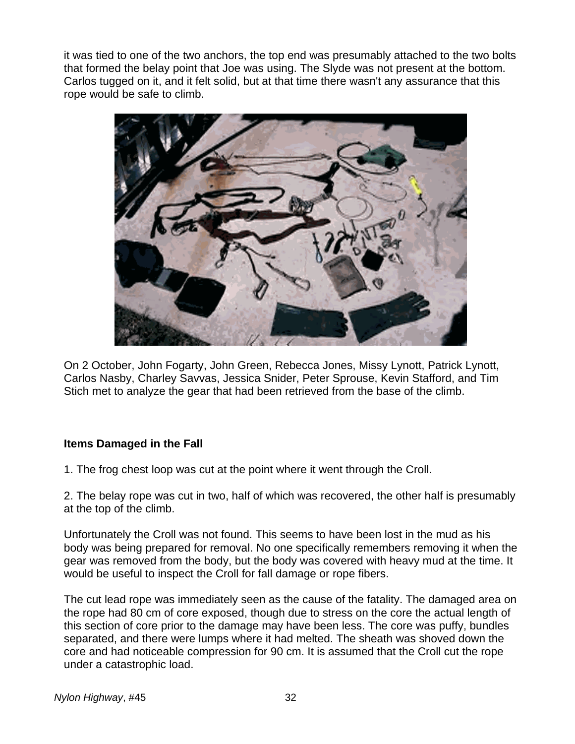it was tied to one of the two anchors, the top end was presumably attached to the two bolts that formed the belay point that Joe was using. The Slyde was not present at the bottom. Carlos tugged on it, and it felt solid, but at that time there wasn't any assurance that this rope would be safe to climb.

On 2 October, John Fogarty, John Green, Rebecca Jones, Missy Lynott, Patrick Lynott, Carlos Nasby, Charley Savvas, Jessica Snider, Peter Sprouse, Kevin Stafford, and Tim Stich met to analyze the gear that had been retrieved from the base of the climb.

**Items Damaged in the Fall**

1. The frog chest loop was cut at the point where it went through the Croll.

2. The belay rope was cut in two, half of which was recovered, the other half is presumably at the top of the climb.

Unfortunately the Croll was not found. This seems to have been lost in the mud as his body was being prepared for removal. No one specifically remembers removing it when the gear was removed from the body, but the body was covered with heavy mud at the time. It would be useful to inspect the Croll for fall damage or rope fibers.

The cut lead rope was immediately seen as the cause of the fatality. The damaged area on the rope had 80 cm of core exposed, though due to stress on the core the actual length of this section of core prior to the damage may have been less. The core was puffy, bundles separated, and there were lumps where it had melted. The sheath was shoved down the core and had noticeable compression for 90 cm. It is assumed that the Croll cut the rope under a catastrophic load.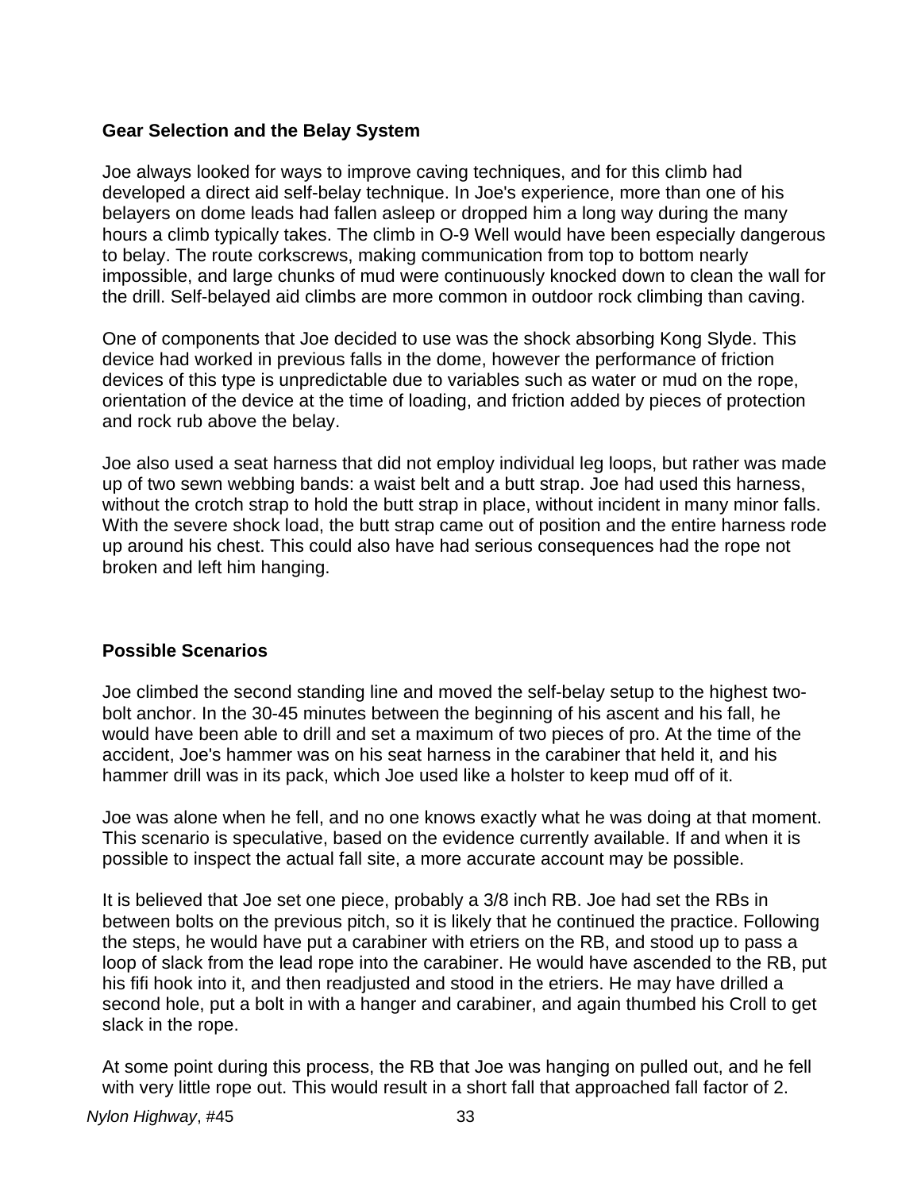### Gear Selection and the Belay System

Joe always looked for ways to improve caving techniques, and for this climb had developed a direct aid self-belay technique. In Joe's experience, more than one of his belayers on dome leads had fallen asleep or dropped him a long way during the many hours a climb typically takes. The climb in O-9 Well would have been especially dangerous to belay. The route corkscrews, making communication from top to bottom nearly impossible, and large chunks of mud were continuously knocked down to clean the wall for the drill. Self-belayed aid climbs are more common in outdoor rock climbing than caving.

One of components that Joe decided to use was the shock absorbing Kong Slyde. This device had worked in previous falls in the dome, however the performance of friction devices of this type is unpredictable due to variables such as water or mud on the rope, orientation of the device at the time of loading, and friction added by pieces of protection and rock rub above the belay.

Joe also used a seat harness that did not employ individual leg loops, but rather was made up of two sewn webbing bands: a waist belt and a butt strap. Joe had used this harness, without the crotch strap to hold the butt strap in place, without incident in many minor falls. With the severe shock load, the butt strap came out of position and the entire harness rode up around his chest. This could also have had serious consequences had the rope not broken and left him hanging.

### Possible Scenarios

Joe climbed the second standing line and moved the self-belay setup to the highest two-bolt anchor. In the 30-45 minutes between the beginning of his ascent and his fall, he would have been able to drill and set a maximum of two pieces of pro. At the time of the accident, Joe's hammer was on his seat harness in the carabiner that held it, and his hammer drill was in its pack, which Joe used like a holster to keep mud off of it.

Joe was alone when he fell, and no one knows exactly what he was doing at that moment. This scenario is speculative, based on the evidence currently available. If and when it is possible to inspect the actual fall site, a more accurate account may be possible.

It is believed that Joe set one piece, probably a 3/8 inch RB. Joe had set the RBs in between bolts on the previous pitch, so it is likely that he continued the practice. Following the steps, he would have put a carabiner with etriers on the RB, and stood up to pass a loop of slack from the lead rope into the carabiner. He would have ascended to the RB, put his fifi hook into it, and then readjusted and stood in the etriers. He may have drilled a second hole, put a bolt in with a hanger and carabiner, and again thumbed his Croll to get slack in the rope.

At some point during this process, the RB that Joe was hanging on pulled out, and he fell with very little rope out. This would result in a short fall that approached fall factor of 2.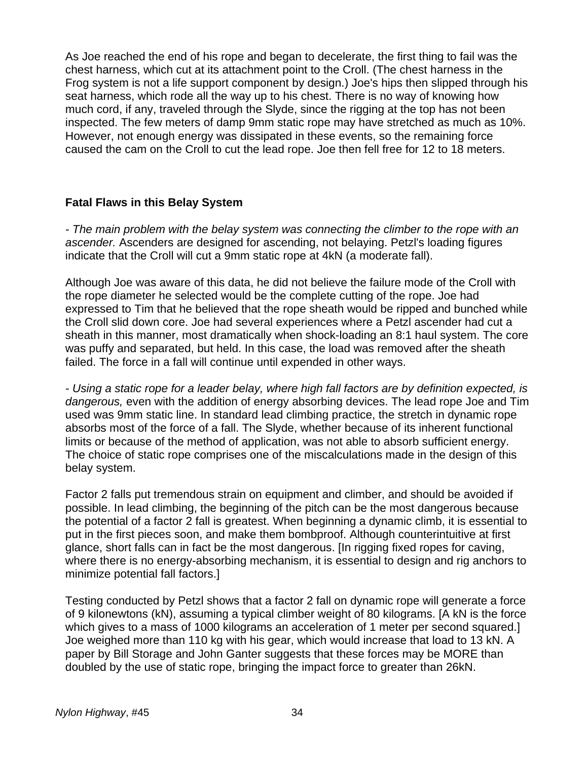As Joe reached the end of his rope and began to decelerate, the first thing to fail was the chest harness, which cut at its attachment point to the Croll. (The chest harness in the Frog system is not a life support component by design.) Joe's hips then slipped through his seat harness, which rode all the way up to his chest. There is no way of knowing how much cord, if any, traveled through the Slyde, since the rigging at the top has not been inspected. The few meters of damp 9mm static rope may have stretched as much as 10%. However, not enough energy was dissipated in these events, so the remaining force caused the cam on the Croll to cut the lead rope. Joe then fell free for 12 to 18 meters.

### Fatal Flaws in this Belay System

*- The main problem with the belay system was connecting the climber to the rope with an ascender.* Ascenders are designed for ascending, not belaying. Petzl's loading figures indicate that the Croll will cut a 9mm static rope at 4kN (a moderate fall).

Although Joe was aware of this data, he did not believe the failure mode of the Croll with the rope diameter he selected would be the complete cutting of the rope. Joe had expressed to Tim that he believed that the rope sheath would be ripped and bunched while the Croll slid down core. Joe had several experiences where a Petzl ascender had cut a sheath in this manner, most dramatically when shock-loading an 8:1 haul system. The core was puffy and separated, but held. In this case, the load was removed after the sheath failed. The force in a fall will continue until expended in other ways.

*- Using a static rope for a leader belay, where high fall factors are by definition expected, is dangerous,* even with the addition of energy absorbing devices. The lead rope Joe and Tim used was 9mm static line. In standard lead climbing practice, the stretch in dynamic rope absorbs most of the force of a fall. The Slyde, whether because of its inherent functional limits or because of the method of application, was not able to absorb sufficient energy. The choice of static rope comprises one of the miscalculations made in the design of this belay system.

Factor 2 falls put tremendous strain on equipment and climber, and should be avoided if possible. In lead climbing, the beginning of the pitch can be the most dangerous because the potential of a factor 2 fall is greatest. When beginning a dynamic climb, it is essential to put in the first pieces soon, and make them bombproof. Although counterintuitive at first glance, short falls can in fact be the most dangerous. [In rigging fixed ropes for caving, where there is no energy-absorbing mechanism, it is essential to design and rig anchors to minimize potential fall factors.]

Testing conducted by Petzl shows that a factor 2 fall on dynamic rope will generate a force of 9 kilonewtons (kN), assuming a typical climber weight of 80 kilograms. [A kN is the force which gives to a mass of 1000 kilograms an acceleration of 1 meter per second squared.] Joe weighed more than 110 kg with his gear, which would increase that load to 13 kN. A paper by Bill Storage and John Ganter suggests that these forces may be MORE than doubled by the use of static rope, bringing the impact force to greater than 26kN.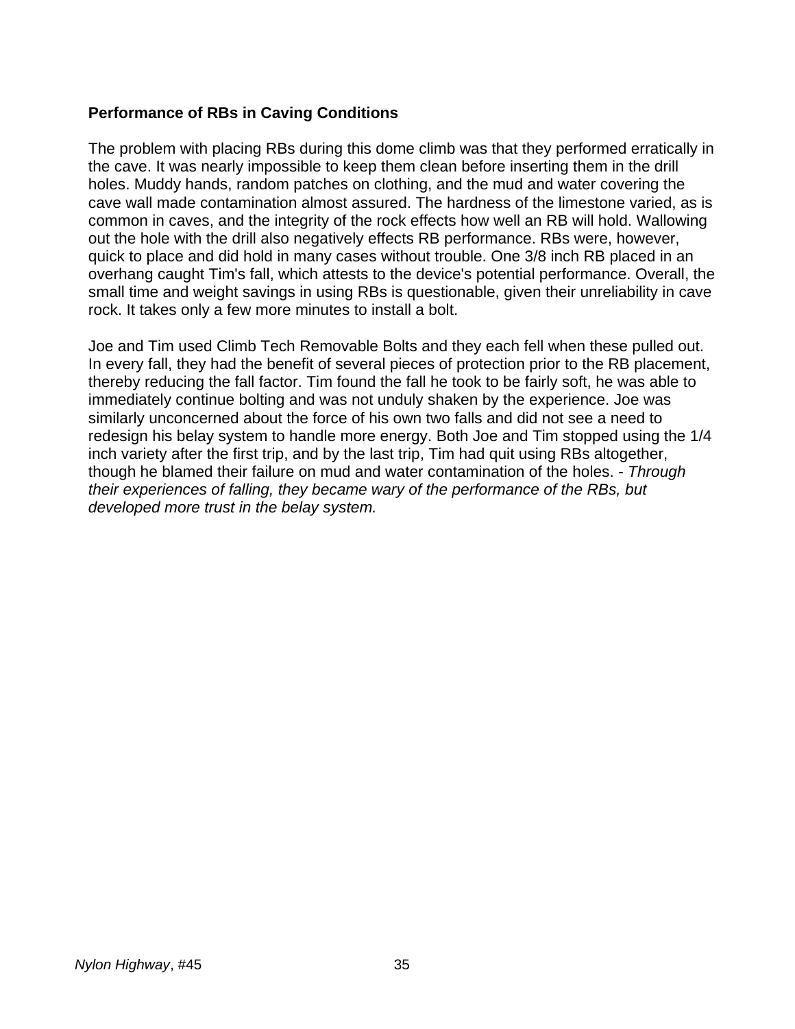**Performance of RBs in Caving Conditions**

The problem with placing RBs during this dome climb was that they performed erratically in the cave. It was nearly impossible to keep them clean before inserting them in the drill holes. Muddy hands, random patches on clothing, and the mud and water covering the cave wall made contamination almost assured. The hardness of the limestone varied, as is common in caves, and the integrity of the rock effects how well an RB will hold. Wallowing out the hole with the drill also negatively effects RB performance. RBs were, however, quick to place and did hold in many cases without trouble. One 3/8 inch RB placed in an overhang caught Tim's fall, which attests to the device's potential performance. Overall, the small time and weight savings in using RBs is questionable, given their unreliability in cave rock. It takes only a few more minutes to install a bolt.

Joe and Tim used Climb Tech Removable Bolts and they each fell when these pulled out. In every fall, they had the benefit of several pieces of protection prior to the RB placement, thereby reducing the fall factor. Tim found the fall he took to be fairly soft, he was able to immediately continue bolting and was not unduly shaken by the experience. Joe was similarly unconcerned about the force of his own two falls and did not see a need to redesign his belay system to handle more energy. Both Joe and Tim stopped using the 1/4 inch variety after the first trip, and by the last trip, Tim had quit using RBs altogether, though he blamed their failure on mud and water contamination of the holes. - *Through their experiences of falling, they became wary of the performance of the RBs, but developed more trust in the belay system.*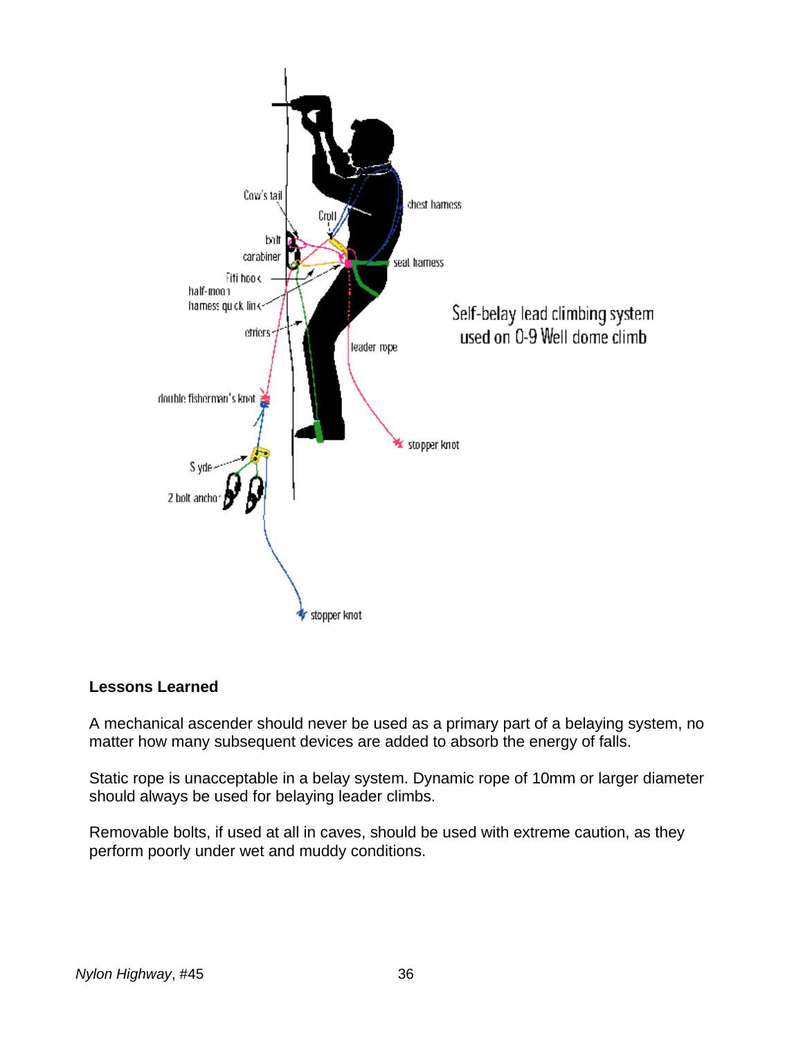Self-belay lead climbing system used on O-9 Well dome climb

Cow's tail
Croll
chest harness
bolt
carabiner
seat harness
Fifi hook
half-moon harness quick link
etriers
leader rope
double fisherman's knot
stopper knot
Sdyle
2 bolt anchor
stopper knot

**Lessons Learned**

A mechanical ascender should never be used as a primary part of a belaying system, no matter how many subsequent devices are added to absorb the energy of falls.

Static rope is unacceptable in a belay system. Dynamic rope of 10mm or larger diameter should always be used for belaying leader climbs.

Removable bolts, if used at all in caves, should be used with extreme caution, as they perform poorly under wet and muddy conditions.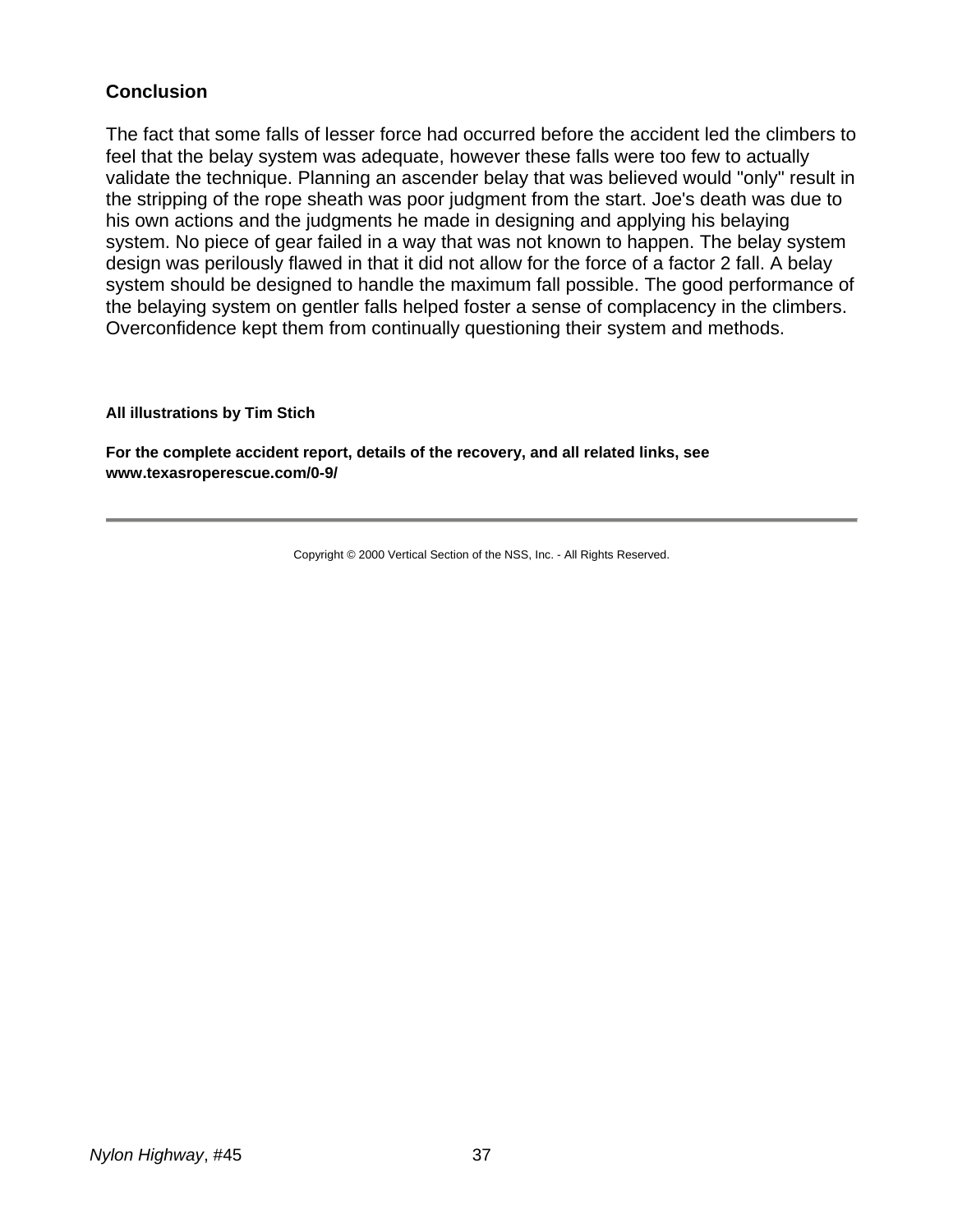## Conclusion

The fact that some falls of lesser force had occurred before the accident led the climbers to feel that the belay system was adequate, however these falls were too few to actually validate the technique. Planning an ascender belay that was believed would "only" result in the stripping of the rope sheath was poor judgment from the start. Joe's death was due to his own actions and the judgments he made in designing and applying his belaying system. No piece of gear failed in a way that was not known to happen. The belay system design was perilously flawed in that it did not allow for the force of a factor 2 fall. A belay system should be designed to handle the maximum fall possible. The good performance of the belaying system on gentler falls helped foster a sense of complacency in the climbers. Overconfidence kept them from continually questioning their system and methods.

**All illustrations by Tim Stich**

**For the complete accident report, details of the recovery, and all related links, see www.texasroperescue.com/0-9/**

---

Copyright © 2000 Vertical Section of the NSS, Inc. - All Rights Reserved.